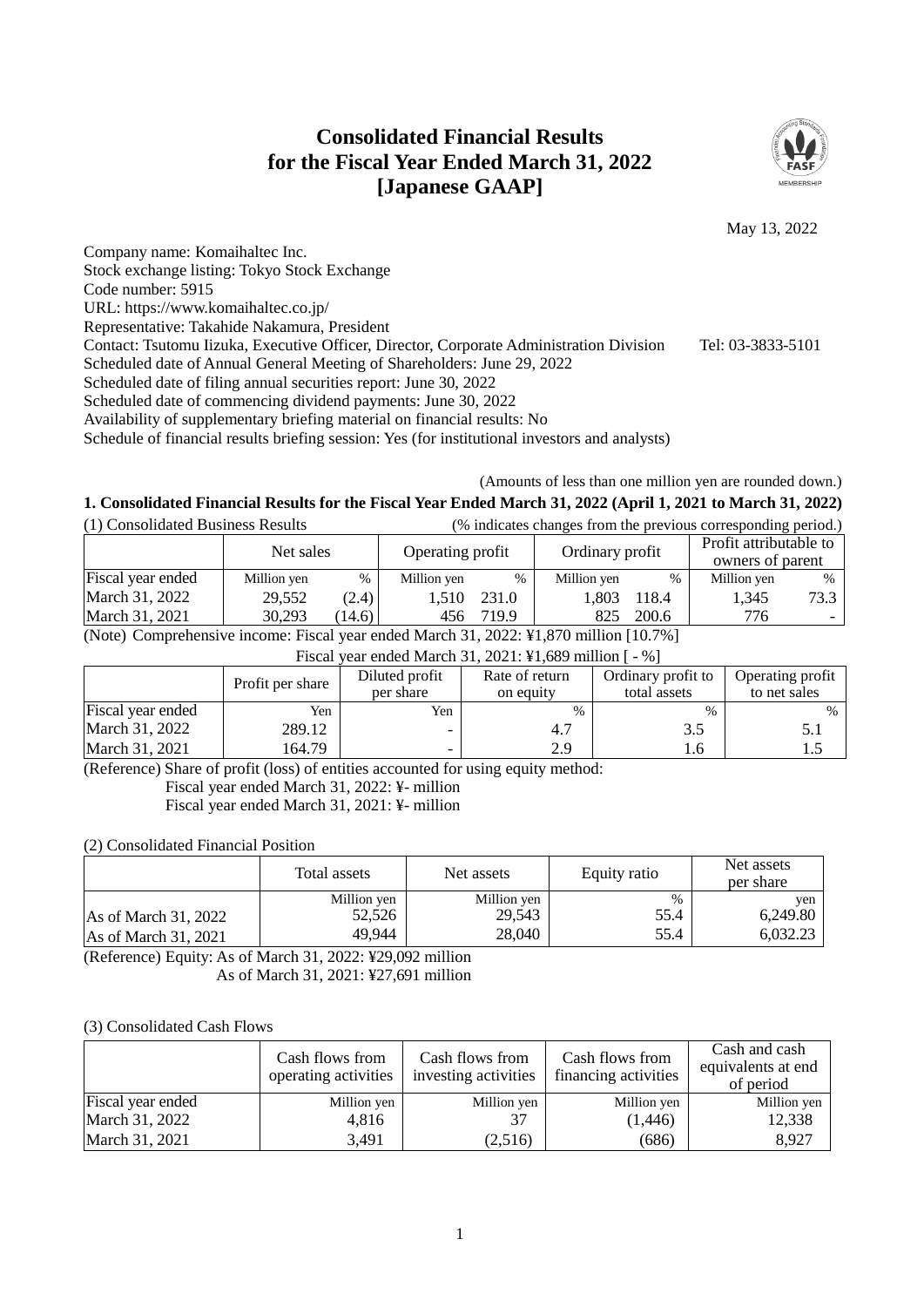# Consolidated Financial Results for the Fiscal Year Ended March 31, 2022 [Japanese GAAP]

May 13, 2022

Company name: Komaihaltec Inc.
Stock exchange listing: Tokyo Stock Exchange
Code number: 5915
URL: https://www.komaihaltec.co.jp/
Representative: Takahide Nakamura, President
Contact: Tsutomu Iizuka, Executive Officer, Director, Corporate Administration Division Tel: 03-3833-5101
Scheduled date of Annual General Meeting of Shareholders: June 29, 2022
Scheduled date of filing annual securities report: June 30, 2022
Scheduled date of commencing dividend payments: June 30, 2022
Availability of supplementary briefing material on financial results: No
Schedule of financial results briefing session: Yes (for institutional investors and analysts)

(Amounts of less than one million yen are rounded down.)

## 1. Consolidated Financial Results for the Fiscal Year Ended March 31, 2022 (April 1, 2021 to March 31, 2022)

(1) Consolidated Business Results (% indicates changes from the previous corresponding period.)

| | Net sales | | Operating profit | | Ordinary profit | | Profit attributable to owners of parent | |
|---|---|---|---|---|---|---|---|---|
| Fiscal year ended | Million yen | % | Million yen | % | Million yen | % | Million yen | % |
| March 31, 2022 | 29,552 | (2.4) | 1,510 | 231.0 | 1,803 | 118.4 | 1,345 | 73.3 |
| March 31, 2021 | 30,293 | (14.6) | 456 | 719.9 | 825 | 200.6 | 776 | - |

(Note) Comprehensive income: Fiscal year ended March 31, 2022: ¥1,870 million [10.7%]
Fiscal year ended March 31, 2021: ¥1,689 million [ - %]

| | Profit per share | Diluted profit per share | Rate of return on equity | Ordinary profit to total assets | Operating profit to net sales |
|---|---|---|---|---|---|
| Fiscal year ended | Yen | Yen | % | % | % |
| March 31, 2022 | 289.12 | - | 4.7 | 3.5 | 5.1 |
| March 31, 2021 | 164.79 | - | 2.9 | 1.6 | 1.5 |

(Reference) Share of profit (loss) of entities accounted for using equity method:
Fiscal year ended March 31, 2022: ¥- million
Fiscal year ended March 31, 2021: ¥- million

(2) Consolidated Financial Position

| | Total assets | Net assets | Equity ratio | Net assets per share |
|---|---|---|---|---|
| | Million yen | Million yen | % | yen |
| As of March 31, 2022 | 52,526 | 29,543 | 55.4 | 6,249.80 |
| As of March 31, 2021 | 49,944 | 28,040 | 55.4 | 6,032.23 |

(Reference) Equity: As of March 31, 2022: ¥29,092 million
As of March 31, 2021: ¥27,691 million

(3) Consolidated Cash Flows

| | Cash flows from operating activities | Cash flows from investing activities | Cash flows from financing activities | Cash and cash equivalents at end of period |
|---|---|---|---|---|
| Fiscal year ended | Million yen | Million yen | Million yen | Million yen |
| March 31, 2022 | 4,816 | 37 | (1,446) | 12,338 |
| March 31, 2021 | 3,491 | (2,516) | (686) | 8,927 |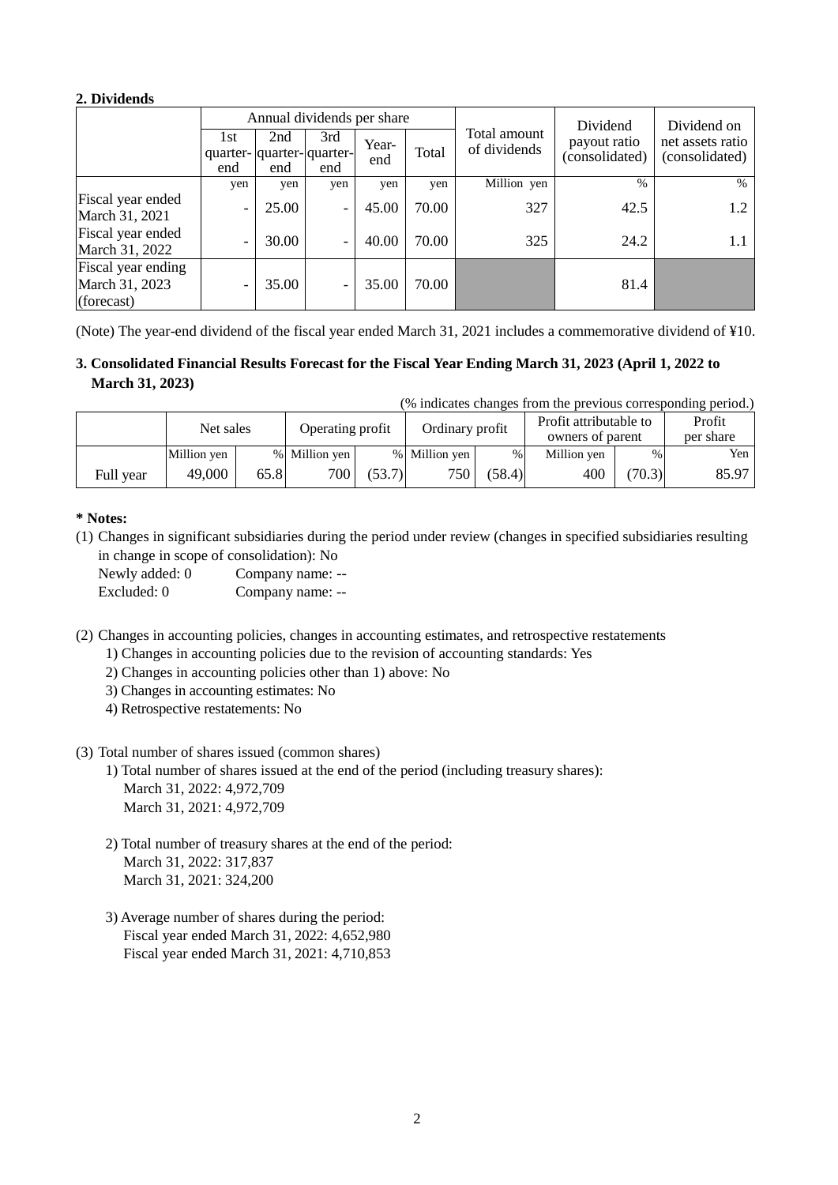**2. Dividends**

| | Annual dividends per share | | | | | Total amount of dividends | Dividend payout ratio (consolidated) | Dividend on net assets ratio (consolidated) |
|---|---|---|---|---|---|---|---|---|
| | 1st quarter-end | 2nd quarter-end | 3rd quarter-end | Year-end | Total | | | |
| | yen | yen | yen | yen | yen | Million yen | % | % |
| Fiscal year ended March 31, 2021 | - | 25.00 | - | 45.00 | 70.00 | 327 | 42.5 | 1.2 |
| Fiscal year ended March 31, 2022 | - | 30.00 | - | 40.00 | 70.00 | 325 | 24.2 | 1.1 |
| Fiscal year ending March 31, 2023 (forecast) | - | 35.00 | - | 35.00 | 70.00 | | 81.4 | |

(Note) The year-end dividend of the fiscal year ended March 31, 2021 includes a commemorative dividend of ¥10.

**3. Consolidated Financial Results Forecast for the Fiscal Year Ending March 31, 2023 (April 1, 2022 to March 31, 2023)**

(% indicates changes from the previous corresponding period.)

| | Net sales | | Operating profit | | Ordinary profit | | Profit attributable to owners of parent | | Profit per share |
|---|---|---|---|---|---|---|---|---|---|
| | Million yen | % | Million yen | % | Million yen | % | Million yen | % | Yen |
| Full year | 49,000 | 65.8 | 700 | (53.7) | 750 | (58.4) | 400 | (70.3) | 85.97 |

**\* Notes:**

(1) Changes in significant subsidiaries during the period under review (changes in specified subsidiaries resulting in change in scope of consolidation): No
Newly added: 0 Company name: --
Excluded: 0 Company name: --

(2) Changes in accounting policies, changes in accounting estimates, and retrospective restatements
1) Changes in accounting policies due to the revision of accounting standards: Yes
2) Changes in accounting policies other than 1) above: No
3) Changes in accounting estimates: No
4) Retrospective restatements: No

(3) Total number of shares issued (common shares)
1) Total number of shares issued at the end of the period (including treasury shares):
March 31, 2022: 4,972,709
March 31, 2021: 4,972,709

2) Total number of treasury shares at the end of the period:
March 31, 2022: 317,837
March 31, 2021: 324,200

3) Average number of shares during the period:
Fiscal year ended March 31, 2022: 4,652,980
Fiscal year ended March 31, 2021: 4,710,853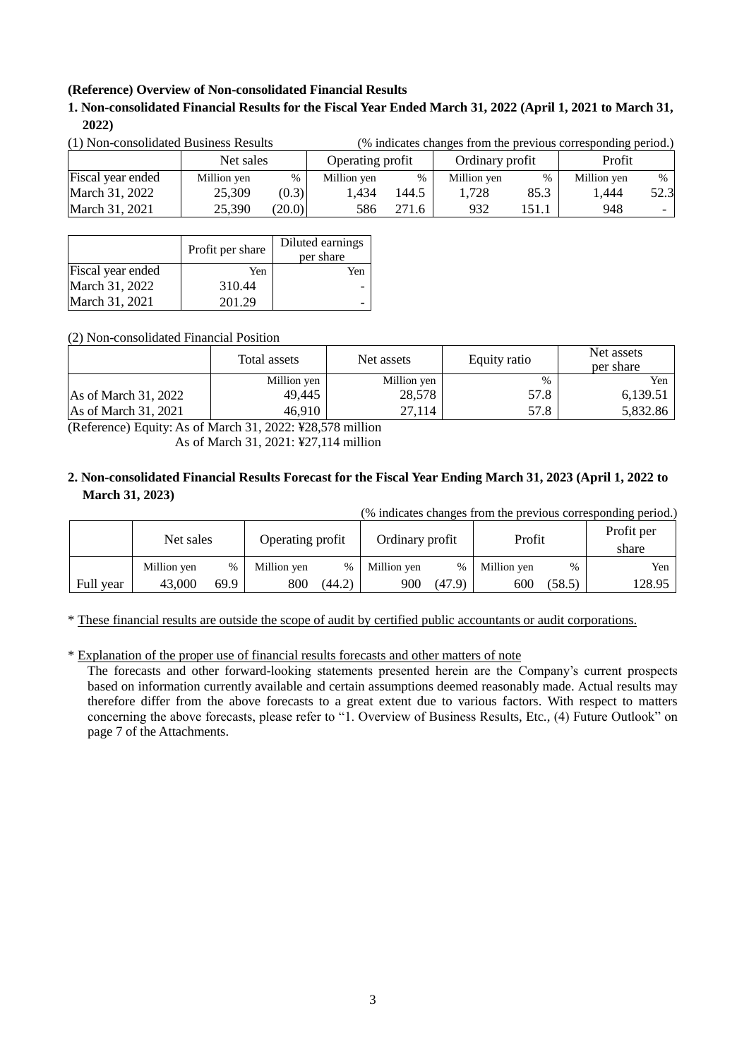**(Reference) Overview of Non-consolidated Financial Results**

**1. Non-consolidated Financial Results for the Fiscal Year Ended March 31, 2022 (April 1, 2021 to March 31, 2022)**

(1) Non-consolidated Business Results (% indicates changes from the previous corresponding period.)

| | Net sales | | Operating profit | | Ordinary profit | | Profit | |
|---|---|---|---|---|---|---|---|---|
| Fiscal year ended | Million yen | % | Million yen | % | Million yen | % | Million yen | % |
| March 31, 2022 | 25,309 | (0.3) | 1,434 | 144.5 | 1,728 | 85.3 | 1,444 | 52.3 |
| March 31, 2021 | 25,390 | (20.0) | 586 | 271.6 | 932 | 151.1 | 948 | - |

| | Profit per share | Diluted earnings per share |
|---|---|---|
| Fiscal year ended | Yen | Yen |
| March 31, 2022 | 310.44 | - |
| March 31, 2021 | 201.29 | - |

(2) Non-consolidated Financial Position

| | Total assets | Net assets | Equity ratio | Net assets per share |
|---|---|---|---|---|
| | Million yen | Million yen | % | Yen |
| As of March 31, 2022 | 49,445 | 28,578 | 57.8 | 6,139.51 |
| As of March 31, 2021 | 46,910 | 27,114 | 57.8 | 5,832.86 |

(Reference) Equity: As of March 31, 2022: ¥28,578 million
As of March 31, 2021: ¥27,114 million

**2. Non-consolidated Financial Results Forecast for the Fiscal Year Ending March 31, 2023 (April 1, 2022 to March 31, 2023)**

(% indicates changes from the previous corresponding period.)

| | Net sales | | Operating profit | | Ordinary profit | | Profit | | Profit per share |
|---|---|---|---|---|---|---|---|---|---|
| | Million yen | % | Million yen | % | Million yen | % | Million yen | % | Yen |
| Full year | 43,000 | 69.9 | 800 | (44.2) | 900 | (47.9) | 600 | (58.5) | 128.95 |

\* These financial results are outside the scope of audit by certified public accountants or audit corporations.

\* Explanation of the proper use of financial results forecasts and other matters of note

The forecasts and other forward-looking statements presented herein are the Company's current prospects based on information currently available and certain assumptions deemed reasonably made. Actual results may therefore differ from the above forecasts to a great extent due to various factors. With respect to matters concerning the above forecasts, please refer to "1. Overview of Business Results, Etc., (4) Future Outlook" on page 7 of the Attachments.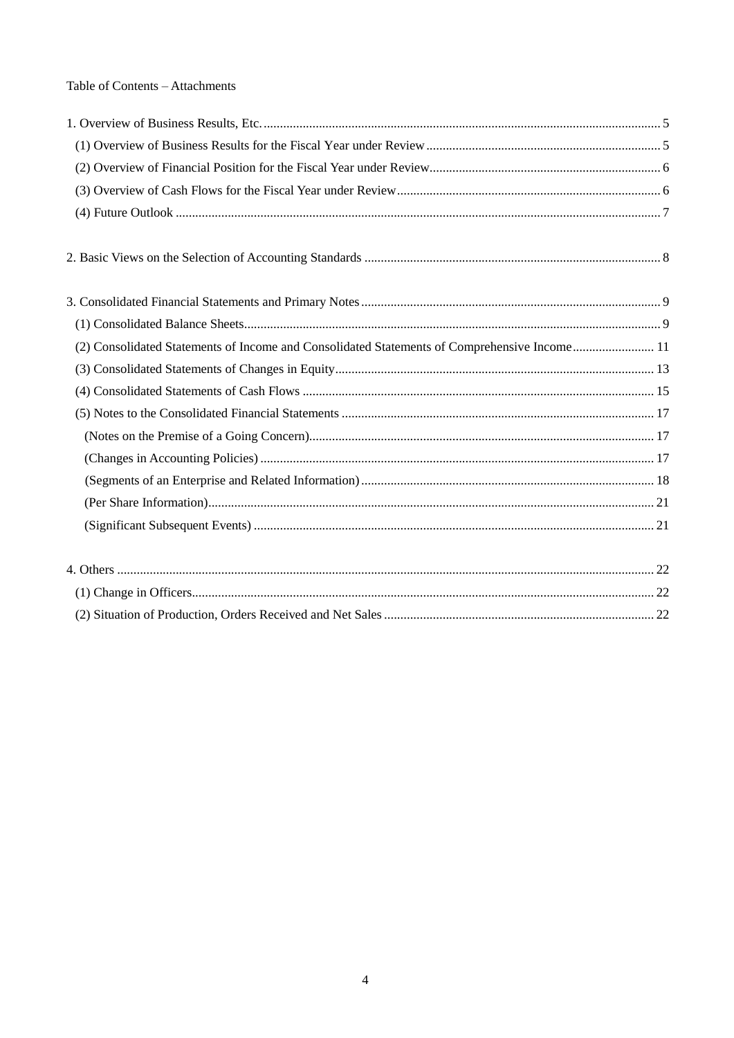Table of Contents – Attachments

1. Overview of Business Results, Etc. ........................................ 5
   (1) Overview of Business Results for the Fiscal Year under Review ........................................ 5
   (2) Overview of Financial Position for the Fiscal Year under Review ........................................ 6
   (3) Overview of Cash Flows for the Fiscal Year under Review ........................................ 6
   (4) Future Outlook ........................................ 7

2. Basic Views on the Selection of Accounting Standards ........................................ 8

3. Consolidated Financial Statements and Primary Notes ........................................ 9
   (1) Consolidated Balance Sheets ........................................ 9
   (2) Consolidated Statements of Income and Consolidated Statements of Comprehensive Income ........................................ 11
   (3) Consolidated Statements of Changes in Equity ........................................ 13
   (4) Consolidated Statements of Cash Flows ........................................ 15
   (5) Notes to the Consolidated Financial Statements ........................................ 17
      (Notes on the Premise of a Going Concern) ........................................ 17
      (Changes in Accounting Policies) ........................................ 17
      (Segments of an Enterprise and Related Information) ........................................ 18
      (Per Share Information) ........................................ 21
      (Significant Subsequent Events) ........................................ 21

4. Others ........................................ 22
   (1) Change in Officers ........................................ 22
   (2) Situation of Production, Orders Received and Net Sales ........................................ 22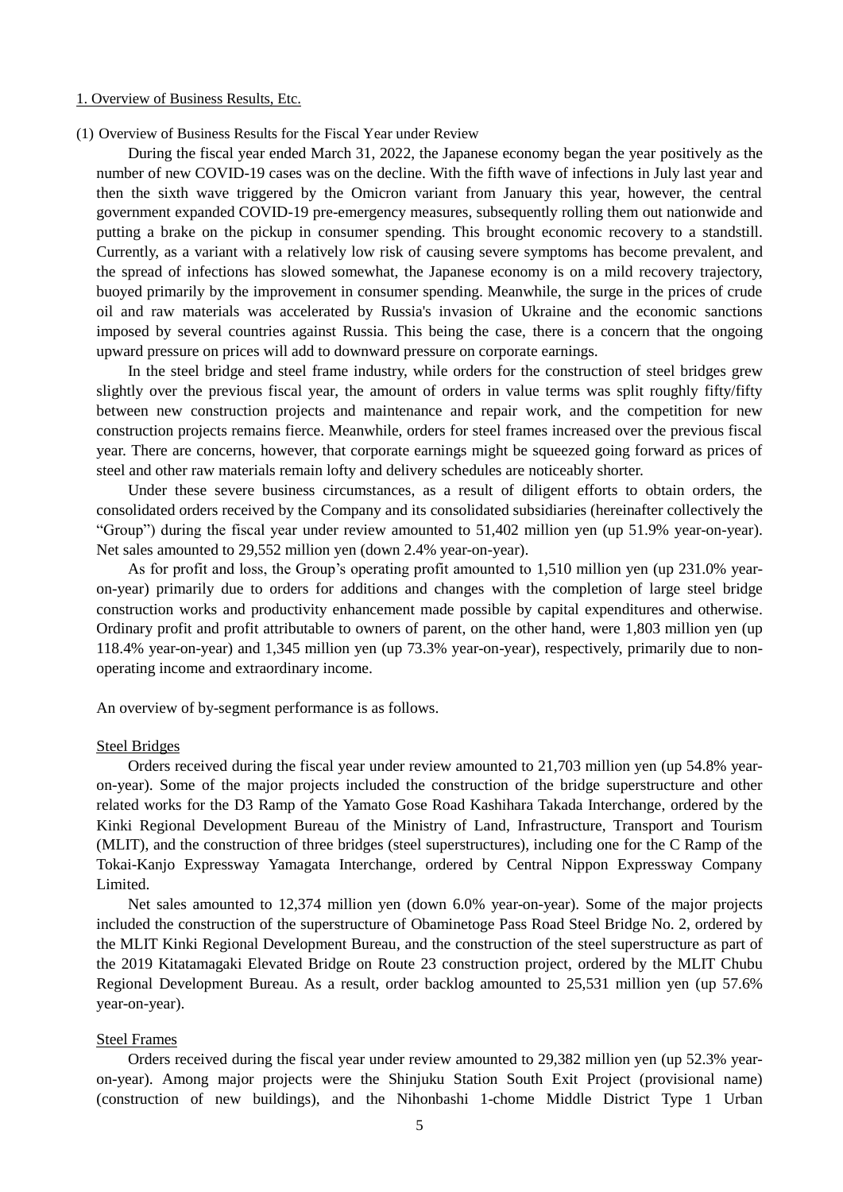## 1. Overview of Business Results, Etc.

### (1) Overview of Business Results for the Fiscal Year under Review

During the fiscal year ended March 31, 2022, the Japanese economy began the year positively as the number of new COVID-19 cases was on the decline. With the fifth wave of infections in July last year and then the sixth wave triggered by the Omicron variant from January this year, however, the central government expanded COVID-19 pre-emergency measures, subsequently rolling them out nationwide and putting a brake on the pickup in consumer spending. This brought economic recovery to a standstill. Currently, as a variant with a relatively low risk of causing severe symptoms has become prevalent, and the spread of infections has slowed somewhat, the Japanese economy is on a mild recovery trajectory, buoyed primarily by the improvement in consumer spending. Meanwhile, the surge in the prices of crude oil and raw materials was accelerated by Russia's invasion of Ukraine and the economic sanctions imposed by several countries against Russia. This being the case, there is a concern that the ongoing upward pressure on prices will add to downward pressure on corporate earnings.

In the steel bridge and steel frame industry, while orders for the construction of steel bridges grew slightly over the previous fiscal year, the amount of orders in value terms was split roughly fifty/fifty between new construction projects and maintenance and repair work, and the competition for new construction projects remains fierce. Meanwhile, orders for steel frames increased over the previous fiscal year. There are concerns, however, that corporate earnings might be squeezed going forward as prices of steel and other raw materials remain lofty and delivery schedules are noticeably shorter.

Under these severe business circumstances, as a result of diligent efforts to obtain orders, the consolidated orders received by the Company and its consolidated subsidiaries (hereinafter collectively the "Group") during the fiscal year under review amounted to 51,402 million yen (up 51.9% year-on-year). Net sales amounted to 29,552 million yen (down 2.4% year-on-year).

As for profit and loss, the Group's operating profit amounted to 1,510 million yen (up 231.0% year-on-year) primarily due to orders for additions and changes with the completion of large steel bridge construction works and productivity enhancement made possible by capital expenditures and otherwise. Ordinary profit and profit attributable to owners of parent, on the other hand, were 1,803 million yen (up 118.4% year-on-year) and 1,345 million yen (up 73.3% year-on-year), respectively, primarily due to non-operating income and extraordinary income.

An overview of by-segment performance is as follows.

#### Steel Bridges

Orders received during the fiscal year under review amounted to 21,703 million yen (up 54.8% year-on-year). Some of the major projects included the construction of the bridge superstructure and other related works for the D3 Ramp of the Yamato Gose Road Kashihara Takada Interchange, ordered by the Kinki Regional Development Bureau of the Ministry of Land, Infrastructure, Transport and Tourism (MLIT), and the construction of three bridges (steel superstructures), including one for the C Ramp of the Tokai-Kanjo Expressway Yamagata Interchange, ordered by Central Nippon Expressway Company Limited.

Net sales amounted to 12,374 million yen (down 6.0% year-on-year). Some of the major projects included the construction of the superstructure of Obaminetoge Pass Road Steel Bridge No. 2, ordered by the MLIT Kinki Regional Development Bureau, and the construction of the steel superstructure as part of the 2019 Kitatamagaki Elevated Bridge on Route 23 construction project, ordered by the MLIT Chubu Regional Development Bureau. As a result, order backlog amounted to 25,531 million yen (up 57.6% year-on-year).

#### Steel Frames

Orders received during the fiscal year under review amounted to 29,382 million yen (up 52.3% year-on-year). Among major projects were the Shinjuku Station South Exit Project (provisional name) (construction of new buildings), and the Nihonbashi 1-chome Middle District Type 1 Urban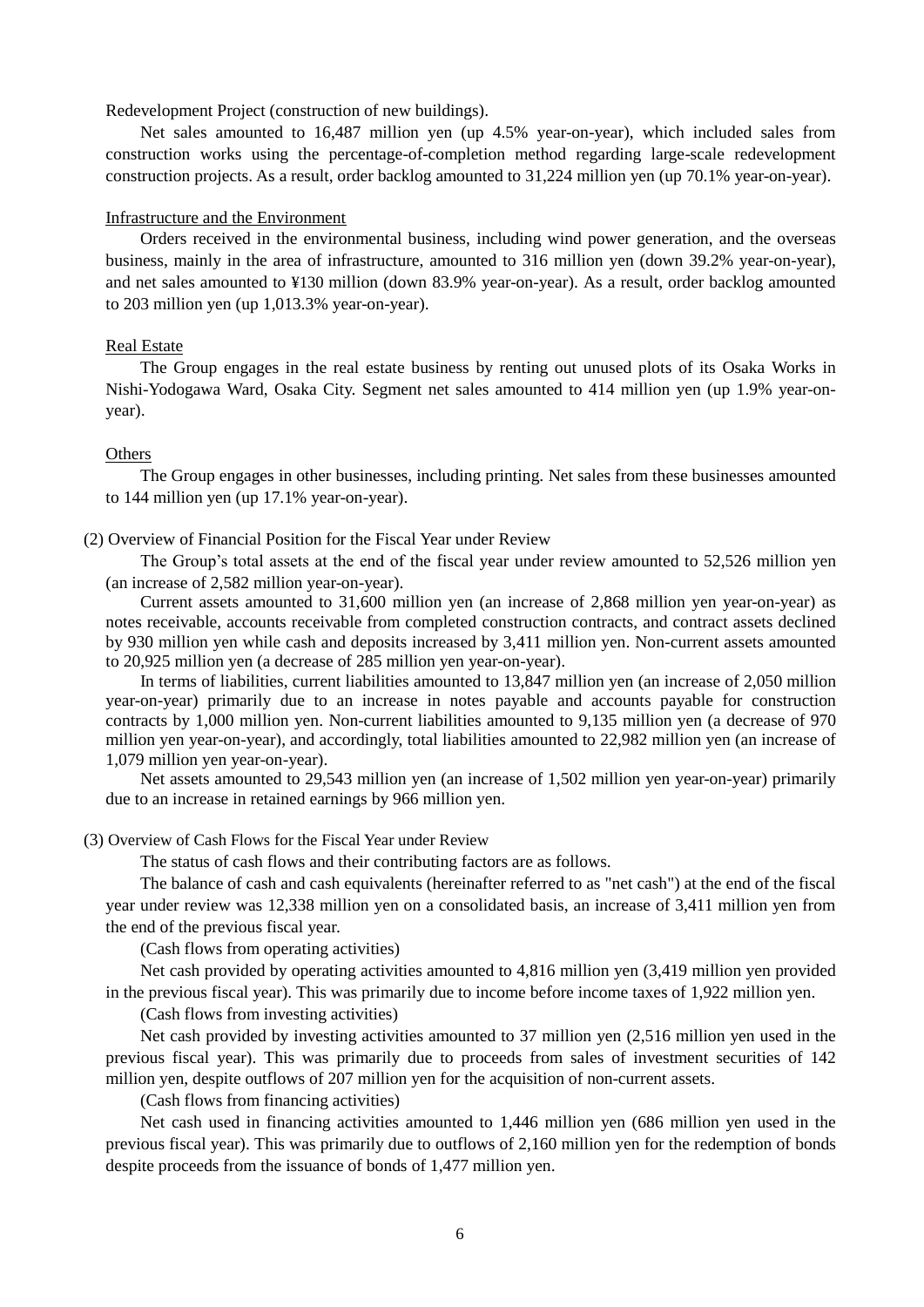Redevelopment Project (construction of new buildings).

Net sales amounted to 16,487 million yen (up 4.5% year-on-year), which included sales from construction works using the percentage-of-completion method regarding large-scale redevelopment construction projects. As a result, order backlog amounted to 31,224 million yen (up 70.1% year-on-year).

Infrastructure and the Environment

Orders received in the environmental business, including wind power generation, and the overseas business, mainly in the area of infrastructure, amounted to 316 million yen (down 39.2% year-on-year), and net sales amounted to ¥130 million (down 83.9% year-on-year). As a result, order backlog amounted to 203 million yen (up 1,013.3% year-on-year).

Real Estate

The Group engages in the real estate business by renting out unused plots of its Osaka Works in Nishi-Yodogawa Ward, Osaka City. Segment net sales amounted to 414 million yen (up 1.9% year-on-year).

Others

The Group engages in other businesses, including printing. Net sales from these businesses amounted to 144 million yen (up 17.1% year-on-year).

(2) Overview of Financial Position for the Fiscal Year under Review

The Group's total assets at the end of the fiscal year under review amounted to 52,526 million yen (an increase of 2,582 million year-on-year).

Current assets amounted to 31,600 million yen (an increase of 2,868 million yen year-on-year) as notes receivable, accounts receivable from completed construction contracts, and contract assets declined by 930 million yen while cash and deposits increased by 3,411 million yen. Non-current assets amounted to 20,925 million yen (a decrease of 285 million yen year-on-year).

In terms of liabilities, current liabilities amounted to 13,847 million yen (an increase of 2,050 million year-on-year) primarily due to an increase in notes payable and accounts payable for construction contracts by 1,000 million yen. Non-current liabilities amounted to 9,135 million yen (a decrease of 970 million yen year-on-year), and accordingly, total liabilities amounted to 22,982 million yen (an increase of 1,079 million yen year-on-year).

Net assets amounted to 29,543 million yen (an increase of 1,502 million yen year-on-year) primarily due to an increase in retained earnings by 966 million yen.

(3) Overview of Cash Flows for the Fiscal Year under Review

The status of cash flows and their contributing factors are as follows.

The balance of cash and cash equivalents (hereinafter referred to as "net cash") at the end of the fiscal year under review was 12,338 million yen on a consolidated basis, an increase of 3,411 million yen from the end of the previous fiscal year.

(Cash flows from operating activities)

Net cash provided by operating activities amounted to 4,816 million yen (3,419 million yen provided in the previous fiscal year). This was primarily due to income before income taxes of 1,922 million yen.

(Cash flows from investing activities)

Net cash provided by investing activities amounted to 37 million yen (2,516 million yen used in the previous fiscal year). This was primarily due to proceeds from sales of investment securities of 142 million yen, despite outflows of 207 million yen for the acquisition of non-current assets.

(Cash flows from financing activities)

Net cash used in financing activities amounted to 1,446 million yen (686 million yen used in the previous fiscal year). This was primarily due to outflows of 2,160 million yen for the redemption of bonds despite proceeds from the issuance of bonds of 1,477 million yen.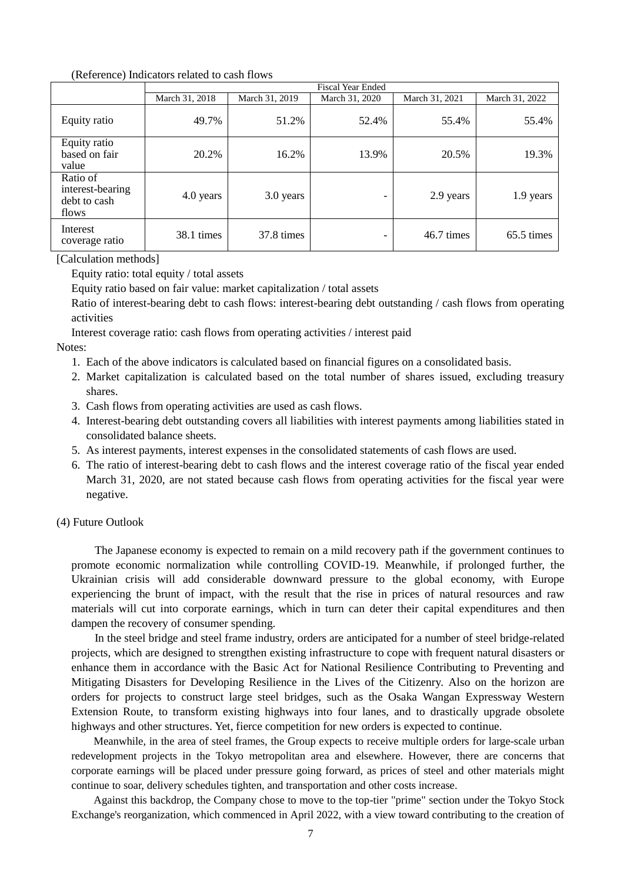(Reference) Indicators related to cash flows

| | Fiscal Year Ended | | | | |
|---|---|---|---|---|---|
| | March 31, 2018 | March 31, 2019 | March 31, 2020 | March 31, 2021 | March 31, 2022 |
| Equity ratio | 49.7% | 51.2% | 52.4% | 55.4% | 55.4% |
| Equity ratio based on fair value | 20.2% | 16.2% | 13.9% | 20.5% | 19.3% |
| Ratio of interest-bearing debt to cash flows | 4.0 years | 3.0 years | - | 2.9 years | 1.9 years |
| Interest coverage ratio | 38.1 times | 37.8 times | - | 46.7 times | 65.5 times |

[Calculation methods]

Equity ratio: total equity / total assets

Equity ratio based on fair value: market capitalization / total assets

Ratio of interest-bearing debt to cash flows: interest-bearing debt outstanding / cash flows from operating activities

Interest coverage ratio: cash flows from operating activities / interest paid

Notes:

1. Each of the above indicators is calculated based on financial figures on a consolidated basis.
2. Market capitalization is calculated based on the total number of shares issued, excluding treasury shares.
3. Cash flows from operating activities are used as cash flows.
4. Interest-bearing debt outstanding covers all liabilities with interest payments among liabilities stated in consolidated balance sheets.
5. As interest payments, interest expenses in the consolidated statements of cash flows are used.
6. The ratio of interest-bearing debt to cash flows and the interest coverage ratio of the fiscal year ended March 31, 2020, are not stated because cash flows from operating activities for the fiscal year were negative.

(4) Future Outlook

The Japanese economy is expected to remain on a mild recovery path if the government continues to promote economic normalization while controlling COVID-19. Meanwhile, if prolonged further, the Ukrainian crisis will add considerable downward pressure to the global economy, with Europe experiencing the brunt of impact, with the result that the rise in prices of natural resources and raw materials will cut into corporate earnings, which in turn can deter their capital expenditures and then dampen the recovery of consumer spending.

In the steel bridge and steel frame industry, orders are anticipated for a number of steel bridge-related projects, which are designed to strengthen existing infrastructure to cope with frequent natural disasters or enhance them in accordance with the Basic Act for National Resilience Contributing to Preventing and Mitigating Disasters for Developing Resilience in the Lives of the Citizenry. Also on the horizon are orders for projects to construct large steel bridges, such as the Osaka Wangan Expressway Western Extension Route, to transform existing highways into four lanes, and to drastically upgrade obsolete highways and other structures. Yet, fierce competition for new orders is expected to continue.

Meanwhile, in the area of steel frames, the Group expects to receive multiple orders for large-scale urban redevelopment projects in the Tokyo metropolitan area and elsewhere. However, there are concerns that corporate earnings will be placed under pressure going forward, as prices of steel and other materials might continue to soar, delivery schedules tighten, and transportation and other costs increase.

Against this backdrop, the Company chose to move to the top-tier "prime" section under the Tokyo Stock Exchange's reorganization, which commenced in April 2022, with a view toward contributing to the creation of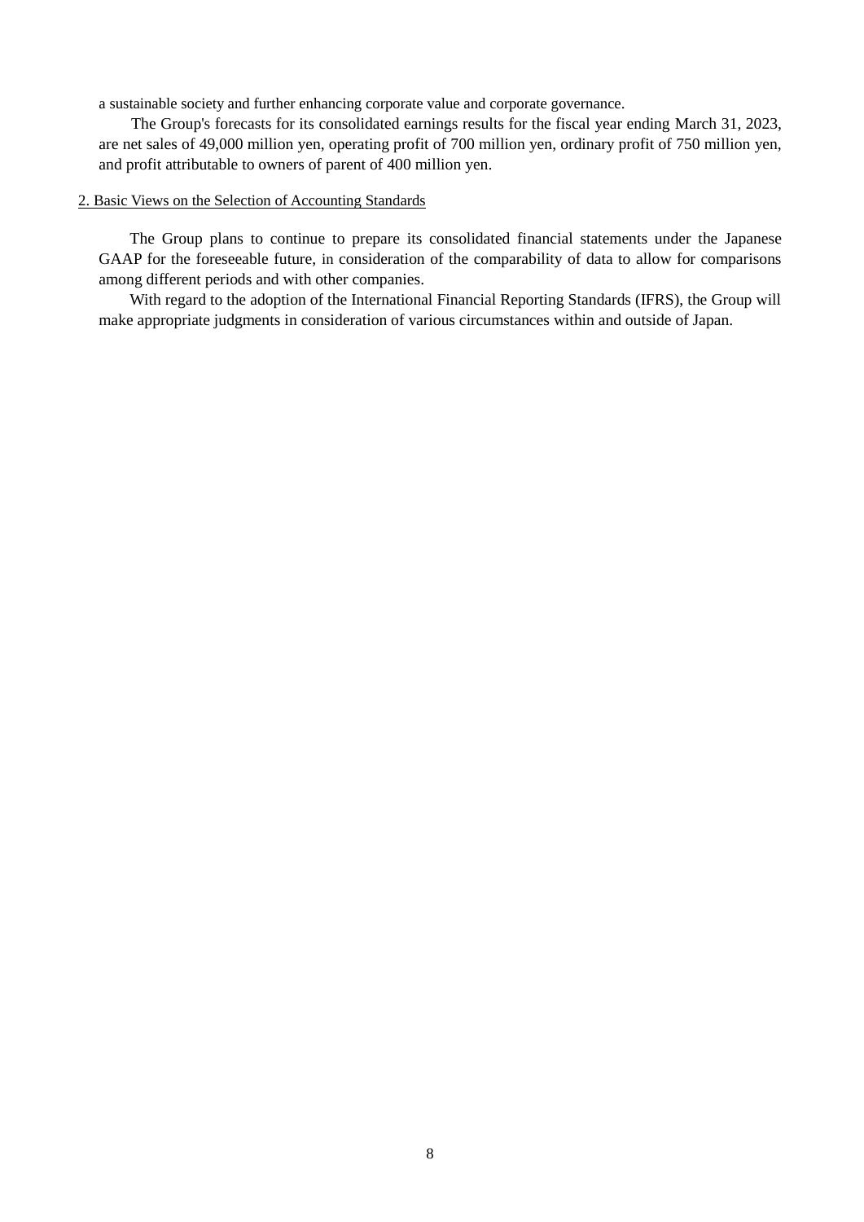a sustainable society and further enhancing corporate value and corporate governance.

The Group's forecasts for its consolidated earnings results for the fiscal year ending March 31, 2023, are net sales of 49,000 million yen, operating profit of 700 million yen, ordinary profit of 750 million yen, and profit attributable to owners of parent of 400 million yen.

## 2. Basic Views on the Selection of Accounting Standards

The Group plans to continue to prepare its consolidated financial statements under the Japanese GAAP for the foreseeable future, in consideration of the comparability of data to allow for comparisons among different periods and with other companies.

With regard to the adoption of the International Financial Reporting Standards (IFRS), the Group will make appropriate judgments in consideration of various circumstances within and outside of Japan.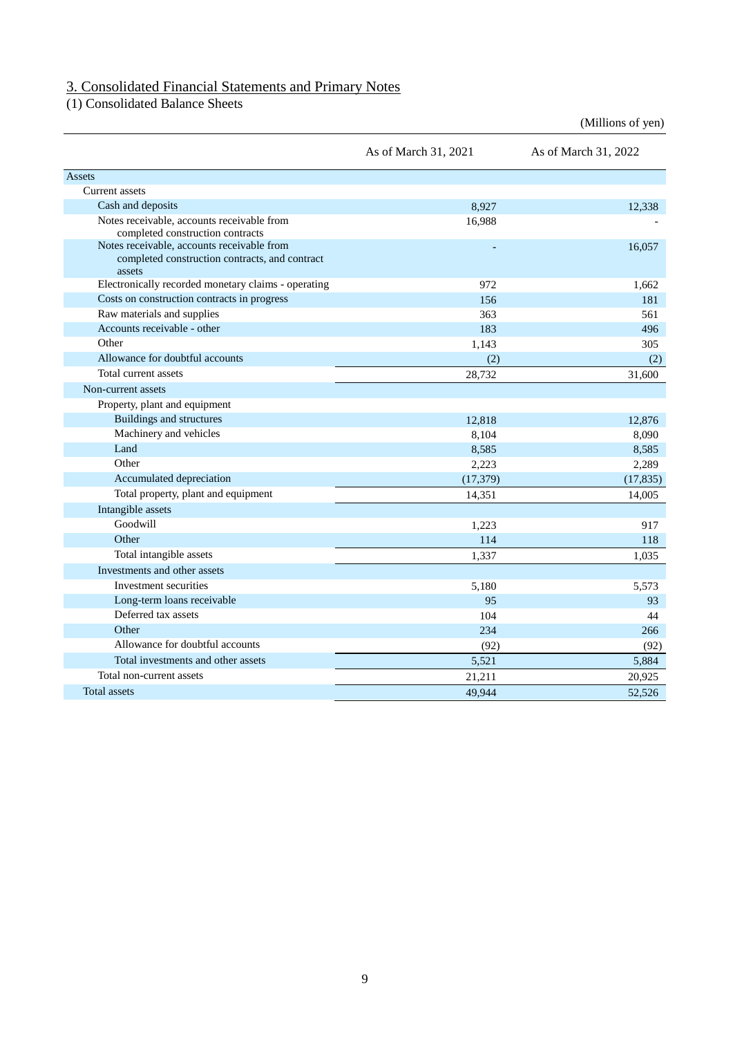# 3. Consolidated Financial Statements and Primary Notes

## (1) Consolidated Balance Sheets

(Millions of yen)

| | As of March 31, 2021 | As of March 31, 2022 |
|---|---|---|
| Assets | | |
| Current assets | | |
| Cash and deposits | 8,927 | 12,338 |
| Notes receivable, accounts receivable from completed construction contracts | 16,988 | - |
| Notes receivable, accounts receivable from completed construction contracts, and contract assets | - | 16,057 |
| Electronically recorded monetary claims - operating | 972 | 1,662 |
| Costs on construction contracts in progress | 156 | 181 |
| Raw materials and supplies | 363 | 561 |
| Accounts receivable - other | 183 | 496 |
| Other | 1,143 | 305 |
| Allowance for doubtful accounts | (2) | (2) |
| Total current assets | 28,732 | 31,600 |
| Non-current assets | | |
| Property, plant and equipment | | |
| Buildings and structures | 12,818 | 12,876 |
| Machinery and vehicles | 8,104 | 8,090 |
| Land | 8,585 | 8,585 |
| Other | 2,223 | 2,289 |
| Accumulated depreciation | (17,379) | (17,835) |
| Total property, plant and equipment | 14,351 | 14,005 |
| Intangible assets | | |
| Goodwill | 1,223 | 917 |
| Other | 114 | 118 |
| Total intangible assets | 1,337 | 1,035 |
| Investments and other assets | | |
| Investment securities | 5,180 | 5,573 |
| Long-term loans receivable | 95 | 93 |
| Deferred tax assets | 104 | 44 |
| Other | 234 | 266 |
| Allowance for doubtful accounts | (92) | (92) |
| Total investments and other assets | 5,521 | 5,884 |
| Total non-current assets | 21,211 | 20,925 |
| Total assets | 49,944 | 52,526 |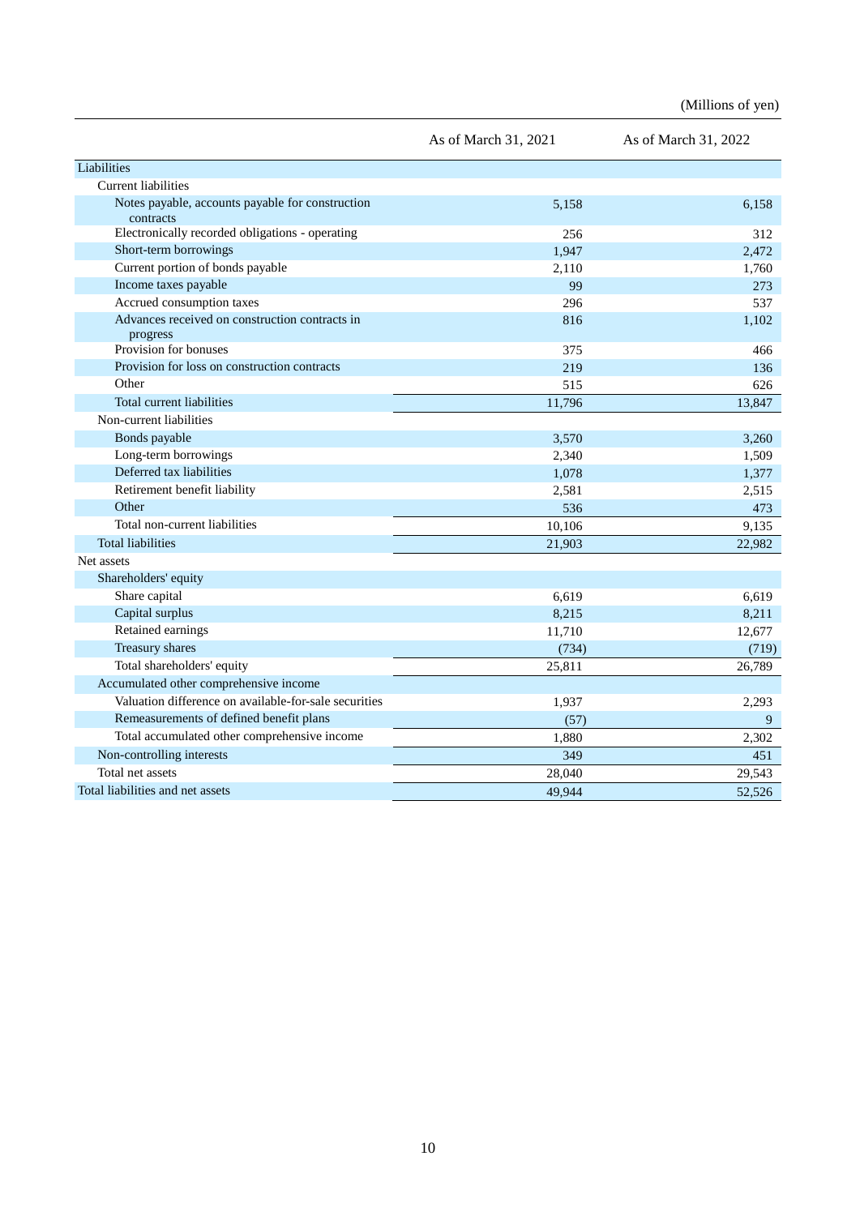(Millions of yen)

| | As of March 31, 2021 | As of March 31, 2022 |
|---|---|---|
| Liabilities | | |
| Current liabilities | | |
| Notes payable, accounts payable for construction contracts | 5,158 | 6,158 |
| Electronically recorded obligations - operating | 256 | 312 |
| Short-term borrowings | 1,947 | 2,472 |
| Current portion of bonds payable | 2,110 | 1,760 |
| Income taxes payable | 99 | 273 |
| Accrued consumption taxes | 296 | 537 |
| Advances received on construction contracts in progress | 816 | 1,102 |
| Provision for bonuses | 375 | 466 |
| Provision for loss on construction contracts | 219 | 136 |
| Other | 515 | 626 |
| Total current liabilities | 11,796 | 13,847 |
| Non-current liabilities | | |
| Bonds payable | 3,570 | 3,260 |
| Long-term borrowings | 2,340 | 1,509 |
| Deferred tax liabilities | 1,078 | 1,377 |
| Retirement benefit liability | 2,581 | 2,515 |
| Other | 536 | 473 |
| Total non-current liabilities | 10,106 | 9,135 |
| Total liabilities | 21,903 | 22,982 |
| Net assets | | |
| Shareholders' equity | | |
| Share capital | 6,619 | 6,619 |
| Capital surplus | 8,215 | 8,211 |
| Retained earnings | 11,710 | 12,677 |
| Treasury shares | (734) | (719) |
| Total shareholders' equity | 25,811 | 26,789 |
| Accumulated other comprehensive income | | |
| Valuation difference on available-for-sale securities | 1,937 | 2,293 |
| Remeasurements of defined benefit plans | (57) | 9 |
| Total accumulated other comprehensive income | 1,880 | 2,302 |
| Non-controlling interests | 349 | 451 |
| Total net assets | 28,040 | 29,543 |
| Total liabilities and net assets | 49,944 | 52,526 |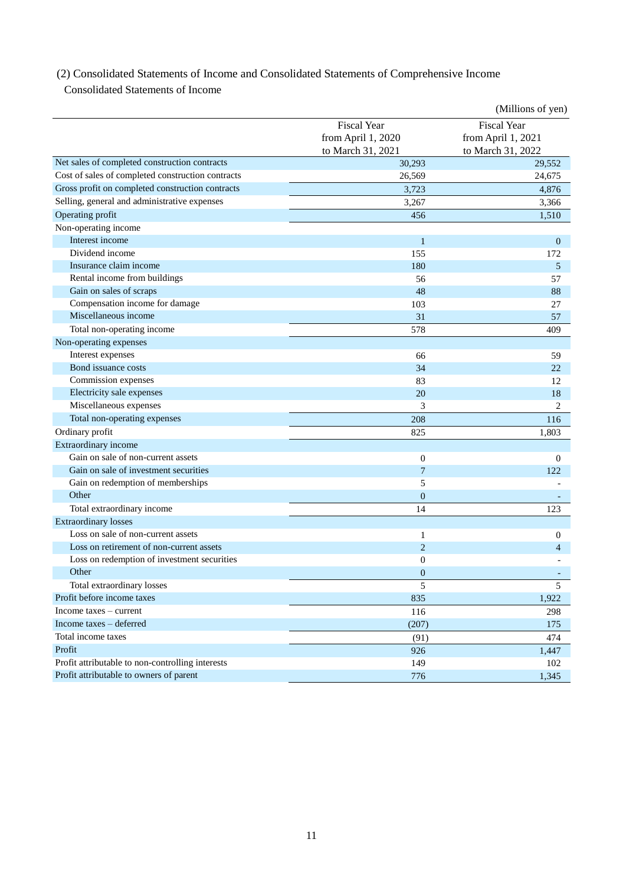## (2) Consolidated Statements of Income and Consolidated Statements of Comprehensive Income

### Consolidated Statements of Income

(Millions of yen)

| | Fiscal Year from April 1, 2020 to March 31, 2021 | Fiscal Year from April 1, 2021 to March 31, 2022 |
|---|---|---|
| Net sales of completed construction contracts | 30,293 | 29,552 |
| Cost of sales of completed construction contracts | 26,569 | 24,675 |
| Gross profit on completed construction contracts | 3,723 | 4,876 |
| Selling, general and administrative expenses | 3,267 | 3,366 |
| Operating profit | 456 | 1,510 |
| Non-operating income | | |
| Interest income | 1 | 0 |
| Dividend income | 155 | 172 |
| Insurance claim income | 180 | 5 |
| Rental income from buildings | 56 | 57 |
| Gain on sales of scraps | 48 | 88 |
| Compensation income for damage | 103 | 27 |
| Miscellaneous income | 31 | 57 |
| Total non-operating income | 578 | 409 |
| Non-operating expenses | | |
| Interest expenses | 66 | 59 |
| Bond issuance costs | 34 | 22 |
| Commission expenses | 83 | 12 |
| Electricity sale expenses | 20 | 18 |
| Miscellaneous expenses | 3 | 2 |
| Total non-operating expenses | 208 | 116 |
| Ordinary profit | 825 | 1,803 |
| Extraordinary income | | |
| Gain on sale of non-current assets | 0 | 0 |
| Gain on sale of investment securities | 7 | 122 |
| Gain on redemption of memberships | 5 | - |
| Other | 0 | - |
| Total extraordinary income | 14 | 123 |
| Extraordinary losses | | |
| Loss on sale of non-current assets | 1 | 0 |
| Loss on retirement of non-current assets | 2 | 4 |
| Loss on redemption of investment securities | 0 | - |
| Other | 0 | - |
| Total extraordinary losses | 5 | 5 |
| Profit before income taxes | 835 | 1,922 |
| Income taxes – current | 116 | 298 |
| Income taxes – deferred | (207) | 175 |
| Total income taxes | (91) | 474 |
| Profit | 926 | 1,447 |
| Profit attributable to non-controlling interests | 149 | 102 |
| Profit attributable to owners of parent | 776 | 1,345 |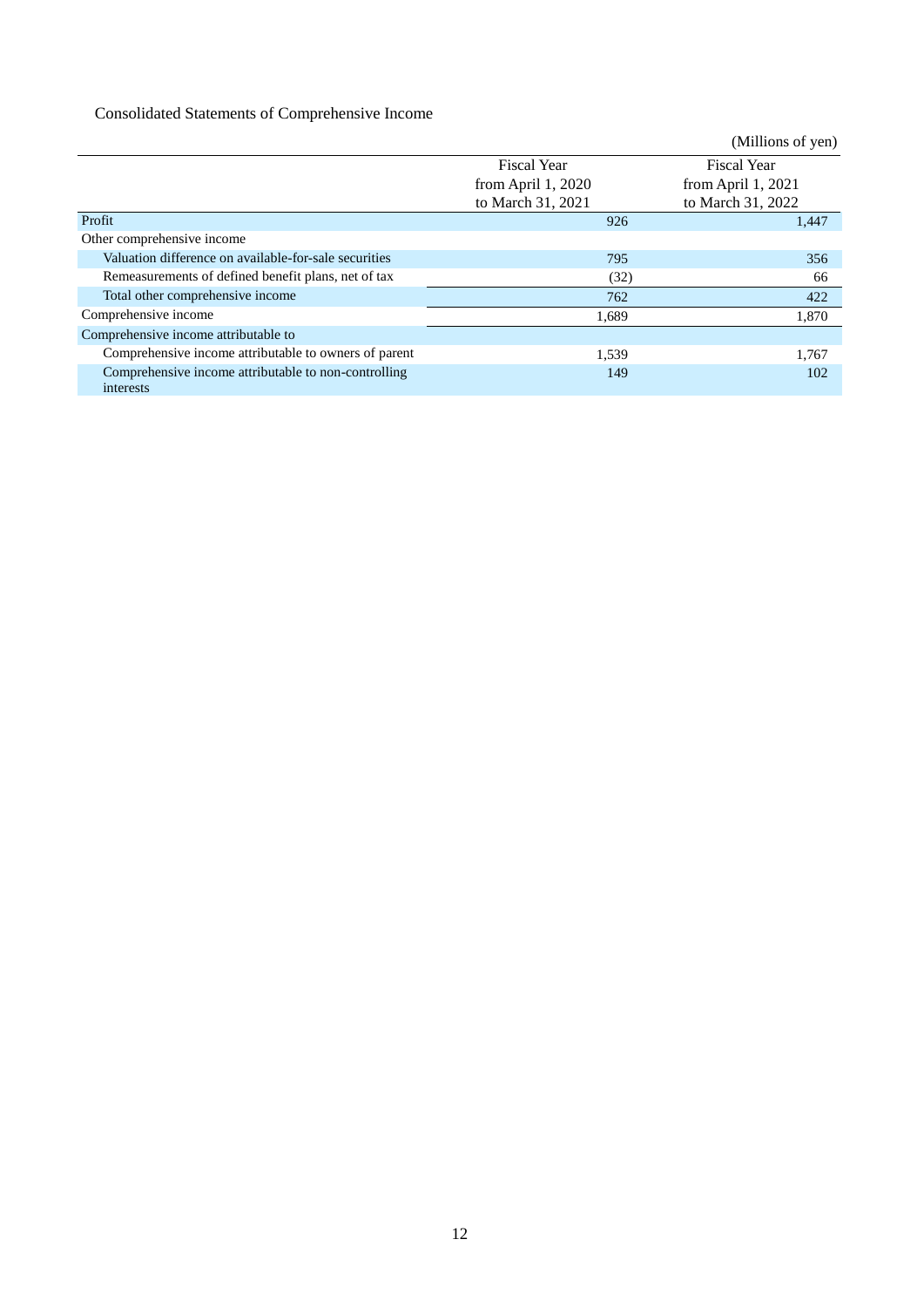## Consolidated Statements of Comprehensive Income

(Millions of yen)

| | Fiscal Year from April 1, 2020 to March 31, 2021 | Fiscal Year from April 1, 2021 to March 31, 2022 |
|---|---|---|
| Profit | 926 | 1,447 |
| Other comprehensive income | | |
| Valuation difference on available-for-sale securities | 795 | 356 |
| Remeasurements of defined benefit plans, net of tax | (32) | 66 |
| Total other comprehensive income | 762 | 422 |
| Comprehensive income | 1,689 | 1,870 |
| Comprehensive income attributable to | | |
| Comprehensive income attributable to owners of parent | 1,539 | 1,767 |
| Comprehensive income attributable to non-controlling interests | 149 | 102 |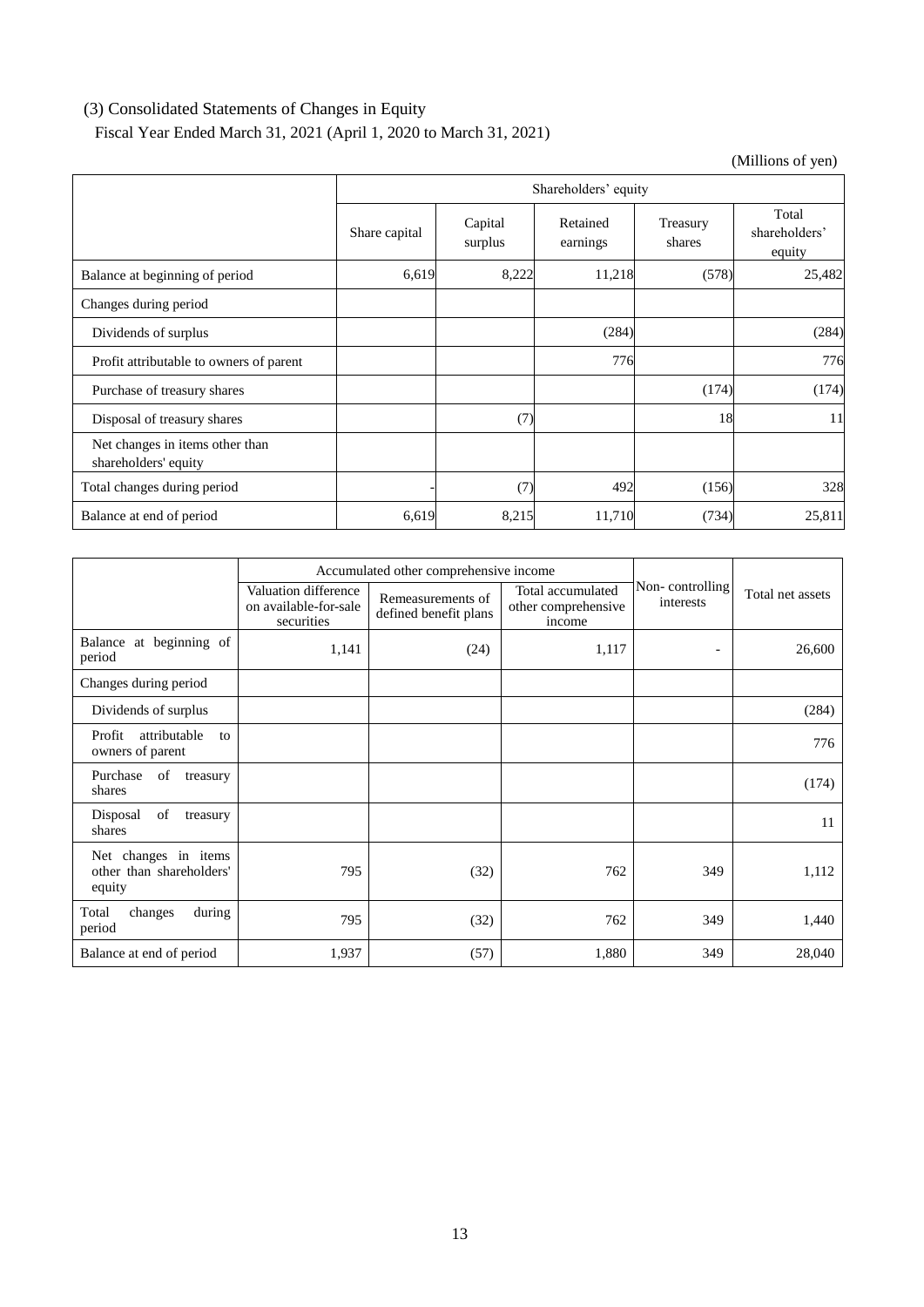(3) Consolidated Statements of Changes in Equity

Fiscal Year Ended March 31, 2021 (April 1, 2020 to March 31, 2021)

(Millions of yen)

| | Shareholders' equity | | | | |
|---|---|---|---|---|---|
| | Share capital | Capital surplus | Retained earnings | Treasury shares | Total shareholders' equity |
| Balance at beginning of period | 6,619 | 8,222 | 11,218 | (578) | 25,482 |
| Changes during period | | | | | |
| Dividends of surplus | | | (284) | | (284) |
| Profit attributable to owners of parent | | | 776 | | 776 |
| Purchase of treasury shares | | | | (174) | (174) |
| Disposal of treasury shares | | (7) | | 18 | 11 |
| Net changes in items other than shareholders' equity | | | | | |
| Total changes during period | - | (7) | 492 | (156) | 328 |
| Balance at end of period | 6,619 | 8,215 | 11,710 | (734) | 25,811 |

| | Accumulated other comprehensive income | | | Non- controlling interests | Total net assets |
|---|---|---|---|---|---|
| | Valuation difference on available-for-sale securities | Remeasurements of defined benefit plans | Total accumulated other comprehensive income | | |
| Balance at beginning of period | 1,141 | (24) | 1,117 | - | 26,600 |
| Changes during period | | | | | |
| Dividends of surplus | | | | | (284) |
| Profit attributable to owners of parent | | | | | 776 |
| Purchase of treasury shares | | | | | (174) |
| Disposal of treasury shares | | | | | 11 |
| Net changes in items other than shareholders' equity | 795 | (32) | 762 | 349 | 1,112 |
| Total changes during period | 795 | (32) | 762 | 349 | 1,440 |
| Balance at end of period | 1,937 | (57) | 1,880 | 349 | 28,040 |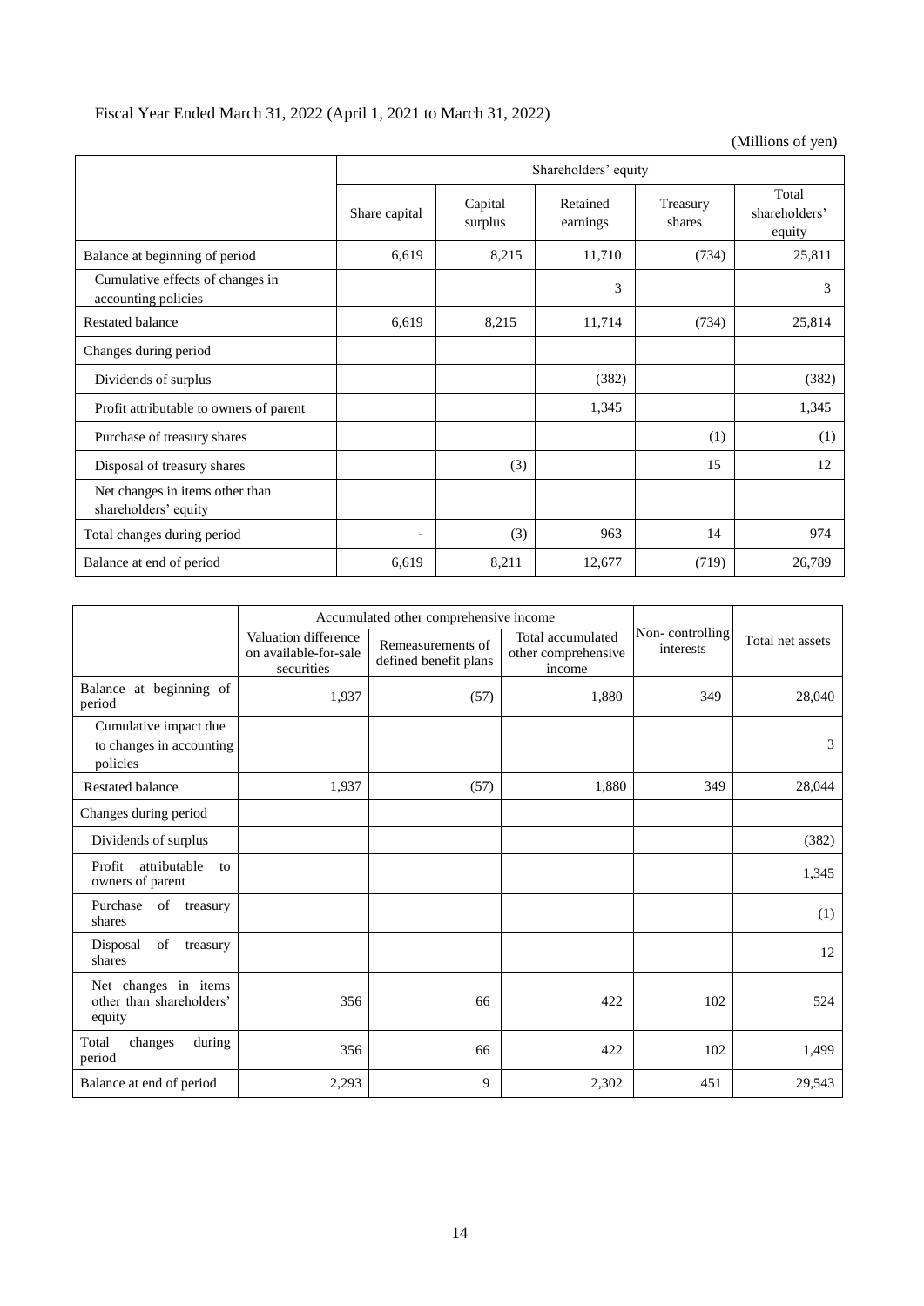Fiscal Year Ended March 31, 2022 (April 1, 2021 to March 31, 2022)

(Millions of yen)

| | Shareholders' equity | | | | |
|---|---|---|---|---|---|
| | Share capital | Capital surplus | Retained earnings | Treasury shares | Total shareholders' equity |
| Balance at beginning of period | 6,619 | 8,215 | 11,710 | (734) | 25,811 |
| Cumulative effects of changes in accounting policies | | | 3 | | 3 |
| Restated balance | 6,619 | 8,215 | 11,714 | (734) | 25,814 |
| Changes during period | | | | | |
| Dividends of surplus | | | (382) | | (382) |
| Profit attributable to owners of parent | | | 1,345 | | 1,345 |
| Purchase of treasury shares | | | | (1) | (1) |
| Disposal of treasury shares | | (3) | | 15 | 12 |
| Net changes in items other than shareholders' equity | | | | | |
| Total changes during period | - | (3) | 963 | 14 | 974 |
| Balance at end of period | 6,619 | 8,211 | 12,677 | (719) | 26,789 |

| | Accumulated other comprehensive income | | | Non- controlling interests | Total net assets |
|---|---|---|---|---|---|
| | Valuation difference on available-for-sale securities | Remeasurements of defined benefit plans | Total accumulated other comprehensive income | | |
| Balance at beginning of period | 1,937 | (57) | 1,880 | 349 | 28,040 |
| Cumulative impact due to changes in accounting policies | | | | | 3 |
| Restated balance | 1,937 | (57) | 1,880 | 349 | 28,044 |
| Changes during period | | | | | |
| Dividends of surplus | | | | | (382) |
| Profit attributable to owners of parent | | | | | 1,345 |
| Purchase of treasury shares | | | | | (1) |
| Disposal of treasury shares | | | | | 12 |
| Net changes in items other than shareholders' equity | 356 | 66 | 422 | 102 | 524 |
| Total changes during period | 356 | 66 | 422 | 102 | 1,499 |
| Balance at end of period | 2,293 | 9 | 2,302 | 451 | 29,543 |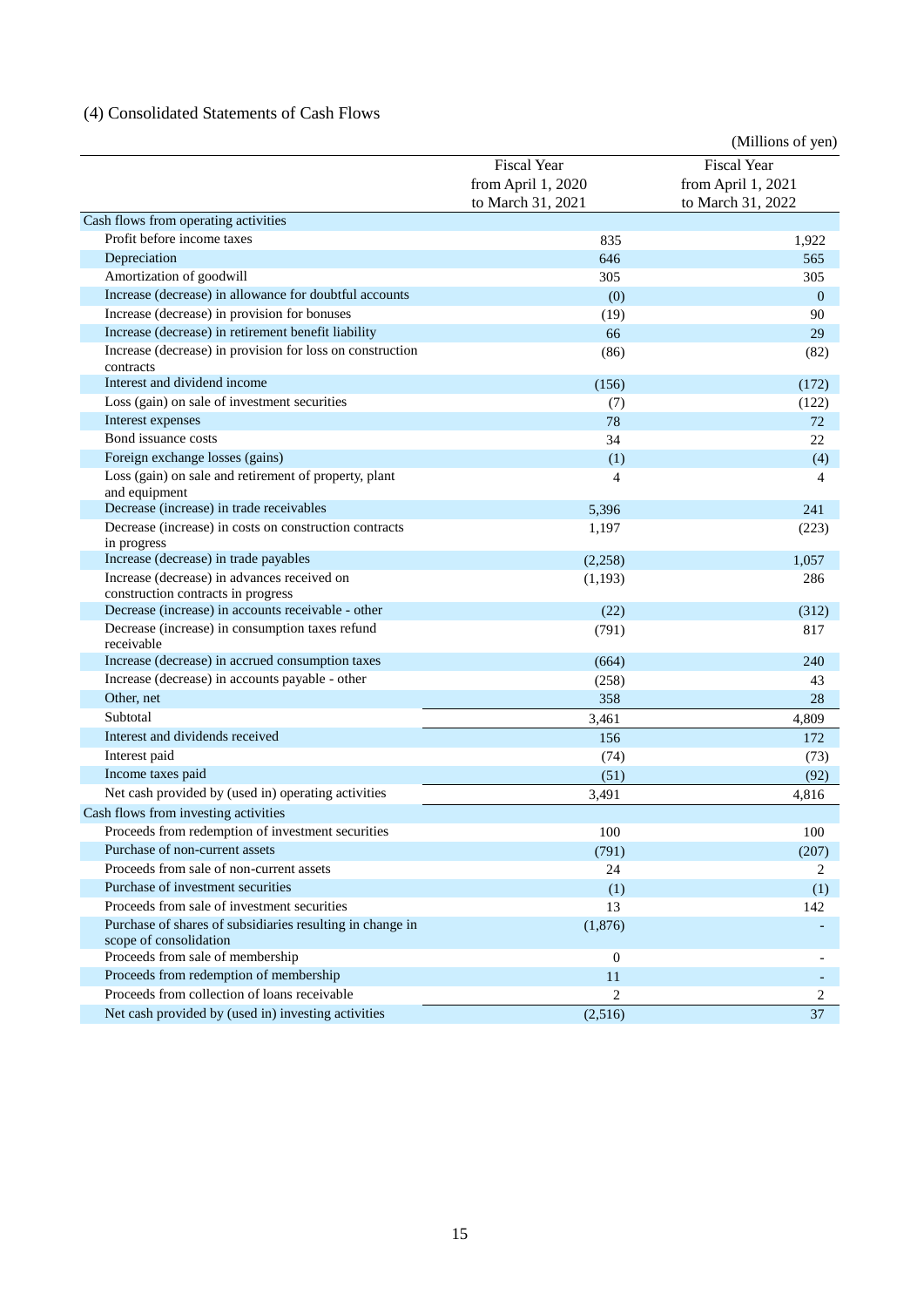## (4) Consolidated Statements of Cash Flows

(Millions of yen)

| | Fiscal Year from April 1, 2020 to March 31, 2021 | Fiscal Year from April 1, 2021 to March 31, 2022 |
|---|---|---|
| Cash flows from operating activities | | |
| Profit before income taxes | 835 | 1,922 |
| Depreciation | 646 | 565 |
| Amortization of goodwill | 305 | 305 |
| Increase (decrease) in allowance for doubtful accounts | (0) | 0 |
| Increase (decrease) in provision for bonuses | (19) | 90 |
| Increase (decrease) in retirement benefit liability | 66 | 29 |
| Increase (decrease) in provision for loss on construction contracts | (86) | (82) |
| Interest and dividend income | (156) | (172) |
| Loss (gain) on sale of investment securities | (7) | (122) |
| Interest expenses | 78 | 72 |
| Bond issuance costs | 34 | 22 |
| Foreign exchange losses (gains) | (1) | (4) |
| Loss (gain) on sale and retirement of property, plant and equipment | 4 | 4 |
| Decrease (increase) in trade receivables | 5,396 | 241 |
| Decrease (increase) in costs on construction contracts in progress | 1,197 | (223) |
| Increase (decrease) in trade payables | (2,258) | 1,057 |
| Increase (decrease) in advances received on construction contracts in progress | (1,193) | 286 |
| Decrease (increase) in accounts receivable - other | (22) | (312) |
| Decrease (increase) in consumption taxes refund receivable | (791) | 817 |
| Increase (decrease) in accrued consumption taxes | (664) | 240 |
| Increase (decrease) in accounts payable - other | (258) | 43 |
| Other, net | 358 | 28 |
| Subtotal | 3,461 | 4,809 |
| Interest and dividends received | 156 | 172 |
| Interest paid | (74) | (73) |
| Income taxes paid | (51) | (92) |
| Net cash provided by (used in) operating activities | 3,491 | 4,816 |
| Cash flows from investing activities | | |
| Proceeds from redemption of investment securities | 100 | 100 |
| Purchase of non-current assets | (791) | (207) |
| Proceeds from sale of non-current assets | 24 | 2 |
| Purchase of investment securities | (1) | (1) |
| Proceeds from sale of investment securities | 13 | 142 |
| Purchase of shares of subsidiaries resulting in change in scope of consolidation | (1,876) | - |
| Proceeds from sale of membership | 0 | - |
| Proceeds from redemption of membership | 11 | - |
| Proceeds from collection of loans receivable | 2 | 2 |
| Net cash provided by (used in) investing activities | (2,516) | 37 |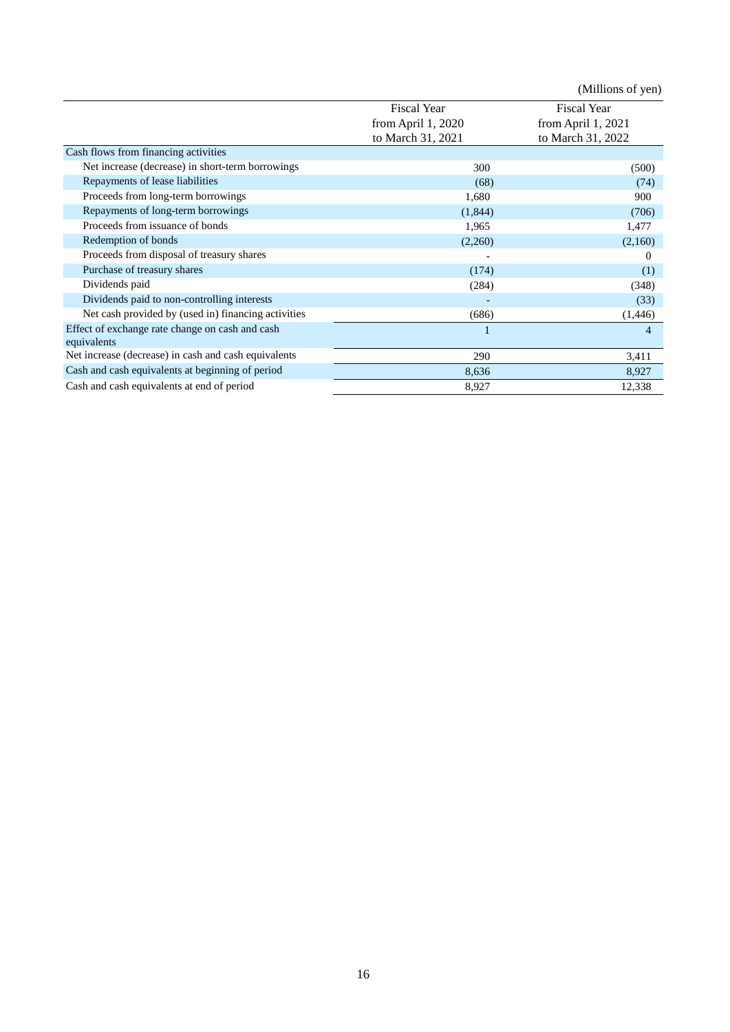(Millions of yen)

| | Fiscal Year from April 1, 2020 to March 31, 2021 | Fiscal Year from April 1, 2021 to March 31, 2022 |
|---|---|---|
| Cash flows from financing activities | | |
| Net increase (decrease) in short-term borrowings | 300 | (500) |
| Repayments of lease liabilities | (68) | (74) |
| Proceeds from long-term borrowings | 1,680 | 900 |
| Repayments of long-term borrowings | (1,844) | (706) |
| Proceeds from issuance of bonds | 1,965 | 1,477 |
| Redemption of bonds | (2,260) | (2,160) |
| Proceeds from disposal of treasury shares | - | 0 |
| Purchase of treasury shares | (174) | (1) |
| Dividends paid | (284) | (348) |
| Dividends paid to non-controlling interests | - | (33) |
| Net cash provided by (used in) financing activities | (686) | (1,446) |
| Effect of exchange rate change on cash and cash equivalents | 1 | 4 |
| Net increase (decrease) in cash and cash equivalents | 290 | 3,411 |
| Cash and cash equivalents at beginning of period | 8,636 | 8,927 |
| Cash and cash equivalents at end of period | 8,927 | 12,338 |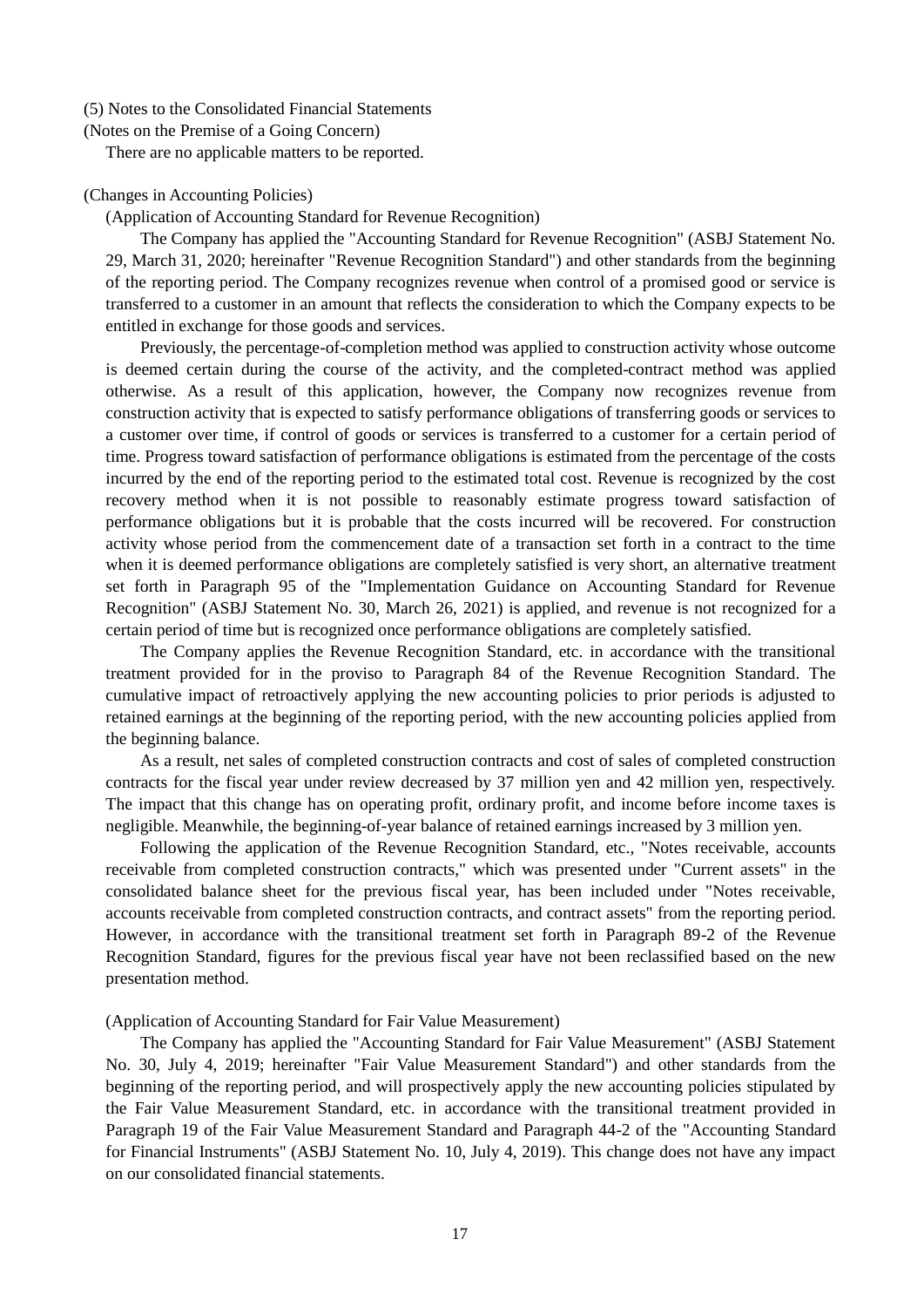(5) Notes to the Consolidated Financial Statements

(Notes on the Premise of a Going Concern)

There are no applicable matters to be reported.

(Changes in Accounting Policies)

(Application of Accounting Standard for Revenue Recognition)

The Company has applied the "Accounting Standard for Revenue Recognition" (ASBJ Statement No. 29, March 31, 2020; hereinafter "Revenue Recognition Standard") and other standards from the beginning of the reporting period. The Company recognizes revenue when control of a promised good or service is transferred to a customer in an amount that reflects the consideration to which the Company expects to be entitled in exchange for those goods and services.

Previously, the percentage-of-completion method was applied to construction activity whose outcome is deemed certain during the course of the activity, and the completed-contract method was applied otherwise. As a result of this application, however, the Company now recognizes revenue from construction activity that is expected to satisfy performance obligations of transferring goods or services to a customer over time, if control of goods or services is transferred to a customer for a certain period of time. Progress toward satisfaction of performance obligations is estimated from the percentage of the costs incurred by the end of the reporting period to the estimated total cost. Revenue is recognized by the cost recovery method when it is not possible to reasonably estimate progress toward satisfaction of performance obligations but it is probable that the costs incurred will be recovered. For construction activity whose period from the commencement date of a transaction set forth in a contract to the time when it is deemed performance obligations are completely satisfied is very short, an alternative treatment set forth in Paragraph 95 of the "Implementation Guidance on Accounting Standard for Revenue Recognition" (ASBJ Statement No. 30, March 26, 2021) is applied, and revenue is not recognized for a certain period of time but is recognized once performance obligations are completely satisfied.

The Company applies the Revenue Recognition Standard, etc. in accordance with the transitional treatment provided for in the proviso to Paragraph 84 of the Revenue Recognition Standard. The cumulative impact of retroactively applying the new accounting policies to prior periods is adjusted to retained earnings at the beginning of the reporting period, with the new accounting policies applied from the beginning balance.

As a result, net sales of completed construction contracts and cost of sales of completed construction contracts for the fiscal year under review decreased by 37 million yen and 42 million yen, respectively. The impact that this change has on operating profit, ordinary profit, and income before income taxes is negligible. Meanwhile, the beginning-of-year balance of retained earnings increased by 3 million yen.

Following the application of the Revenue Recognition Standard, etc., "Notes receivable, accounts receivable from completed construction contracts," which was presented under "Current assets" in the consolidated balance sheet for the previous fiscal year, has been included under "Notes receivable, accounts receivable from completed construction contracts, and contract assets" from the reporting period. However, in accordance with the transitional treatment set forth in Paragraph 89-2 of the Revenue Recognition Standard, figures for the previous fiscal year have not been reclassified based on the new presentation method.

(Application of Accounting Standard for Fair Value Measurement)

The Company has applied the "Accounting Standard for Fair Value Measurement" (ASBJ Statement No. 30, July 4, 2019; hereinafter "Fair Value Measurement Standard") and other standards from the beginning of the reporting period, and will prospectively apply the new accounting policies stipulated by the Fair Value Measurement Standard, etc. in accordance with the transitional treatment provided in Paragraph 19 of the Fair Value Measurement Standard and Paragraph 44-2 of the "Accounting Standard for Financial Instruments" (ASBJ Statement No. 10, July 4, 2019). This change does not have any impact on our consolidated financial statements.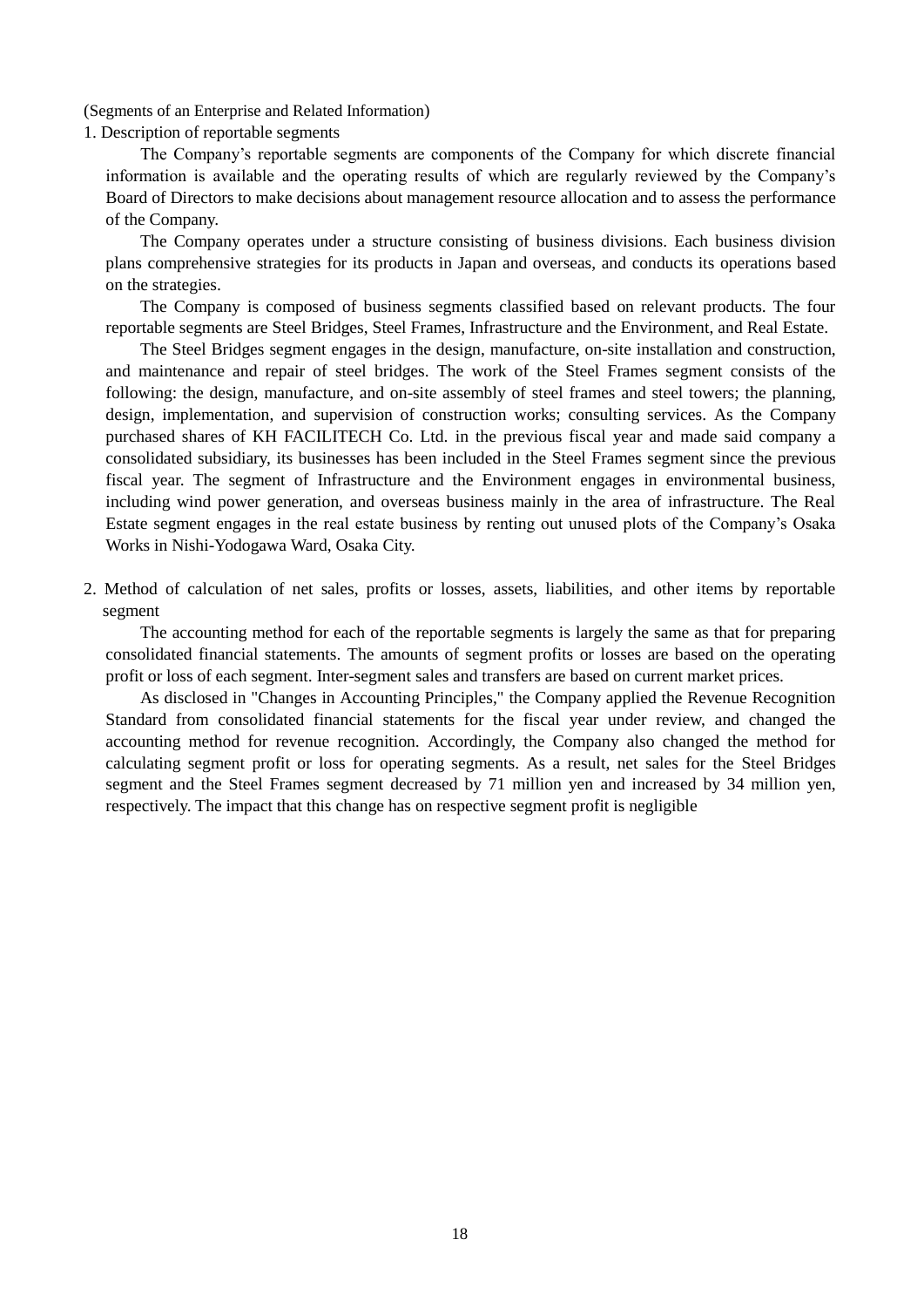(Segments of an Enterprise and Related Information)

1. Description of reportable segments

The Company's reportable segments are components of the Company for which discrete financial information is available and the operating results of which are regularly reviewed by the Company's Board of Directors to make decisions about management resource allocation and to assess the performance of the Company.

The Company operates under a structure consisting of business divisions. Each business division plans comprehensive strategies for its products in Japan and overseas, and conducts its operations based on the strategies.

The Company is composed of business segments classified based on relevant products. The four reportable segments are Steel Bridges, Steel Frames, Infrastructure and the Environment, and Real Estate.

The Steel Bridges segment engages in the design, manufacture, on-site installation and construction, and maintenance and repair of steel bridges. The work of the Steel Frames segment consists of the following: the design, manufacture, and on-site assembly of steel frames and steel towers; the planning, design, implementation, and supervision of construction works; consulting services. As the Company purchased shares of KH FACILITECH Co. Ltd. in the previous fiscal year and made said company a consolidated subsidiary, its businesses has been included in the Steel Frames segment since the previous fiscal year. The segment of Infrastructure and the Environment engages in environmental business, including wind power generation, and overseas business mainly in the area of infrastructure. The Real Estate segment engages in the real estate business by renting out unused plots of the Company's Osaka Works in Nishi-Yodogawa Ward, Osaka City.

2. Method of calculation of net sales, profits or losses, assets, liabilities, and other items by reportable segment

The accounting method for each of the reportable segments is largely the same as that for preparing consolidated financial statements. The amounts of segment profits or losses are based on the operating profit or loss of each segment. Inter-segment sales and transfers are based on current market prices.

As disclosed in "Changes in Accounting Principles," the Company applied the Revenue Recognition Standard from consolidated financial statements for the fiscal year under review, and changed the accounting method for revenue recognition. Accordingly, the Company also changed the method for calculating segment profit or loss for operating segments. As a result, net sales for the Steel Bridges segment and the Steel Frames segment decreased by 71 million yen and increased by 34 million yen, respectively. The impact that this change has on respective segment profit is negligible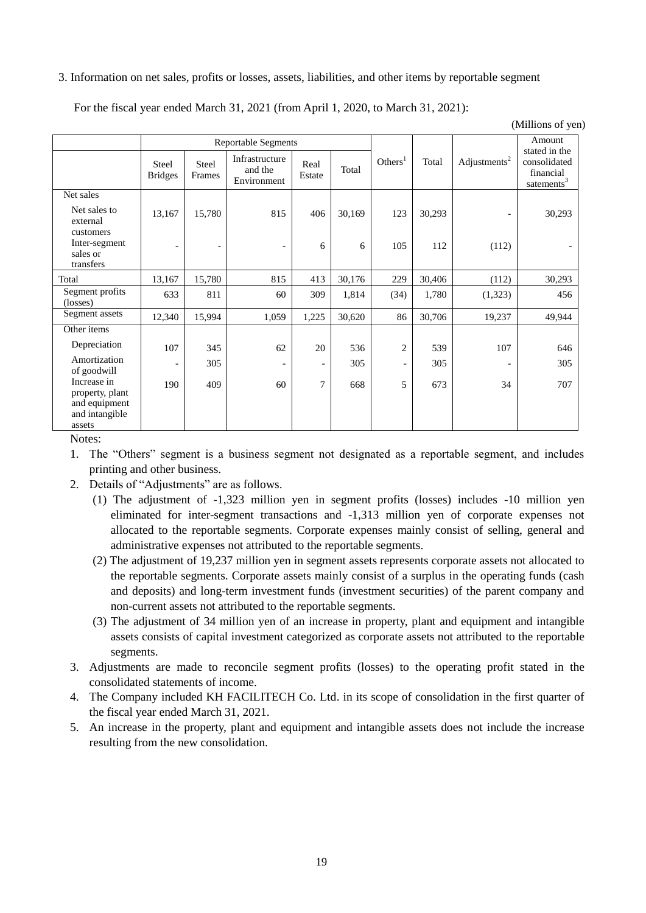3. Information on net sales, profits or losses, assets, liabilities, and other items by reportable segment

For the fiscal year ended March 31, 2021 (from April 1, 2020, to March 31, 2021):

(Millions of yen)

| | Reportable Segments | | | | | Others[1] | Total | Adjustments[2] | Amount stated in the consolidated financial satements[3] |
|---|---|---|---|---|---|---|---|---|---|
| | Steel Bridges | Steel Frames | Infrastructure and the Environment | Real Estate | Total | | | | |
| Net sales | | | | | | | | | |
| Net sales to external customers | 13,167 | 15,780 | 815 | 406 | 30,169 | 123 | 30,293 | - | 30,293 |
| Inter-segment sales or transfers | - | - | - | 6 | 6 | 105 | 112 | (112) | - |
| Total | 13,167 | 15,780 | 815 | 413 | 30,176 | 229 | 30,406 | (112) | 30,293 |
| Segment profits (losses) | 633 | 811 | 60 | 309 | 1,814 | (34) | 1,780 | (1,323) | 456 |
| Segment assets | 12,340 | 15,994 | 1,059 | 1,225 | 30,620 | 86 | 30,706 | 19,237 | 49,944 |
| Other items | | | | | | | | | |
| Depreciation | 107 | 345 | 62 | 20 | 536 | 2 | 539 | 107 | 646 |
| Amortization of goodwill | - | 305 | - | - | 305 | - | 305 | - | 305 |
| Increase in property, plant and equipment and intangible assets | 190 | 409 | 60 | 7 | 668 | 5 | 673 | 34 | 707 |

Notes:

1. The "Others" segment is a business segment not designated as a reportable segment, and includes printing and other business.
2. Details of "Adjustments" are as follows.
   (1) The adjustment of -1,323 million yen in segment profits (losses) includes -10 million yen eliminated for inter-segment transactions and -1,313 million yen of corporate expenses not allocated to the reportable segments. Corporate expenses mainly consist of selling, general and administrative expenses not attributed to the reportable segments.
   (2) The adjustment of 19,237 million yen in segment assets represents corporate assets not allocated to the reportable segments. Corporate assets mainly consist of a surplus in the operating funds (cash and deposits) and long-term investment funds (investment securities) of the parent company and non-current assets not attributed to the reportable segments.
   (3) The adjustment of 34 million yen of an increase in property, plant and equipment and intangible assets consists of capital investment categorized as corporate assets not attributed to the reportable segments.
3. Adjustments are made to reconcile segment profits (losses) to the operating profit stated in the consolidated statements of income.
4. The Company included KH FACILITECH Co. Ltd. in its scope of consolidation in the first quarter of the fiscal year ended March 31, 2021.
5. An increase in the property, plant and equipment and intangible assets does not include the increase resulting from the new consolidation.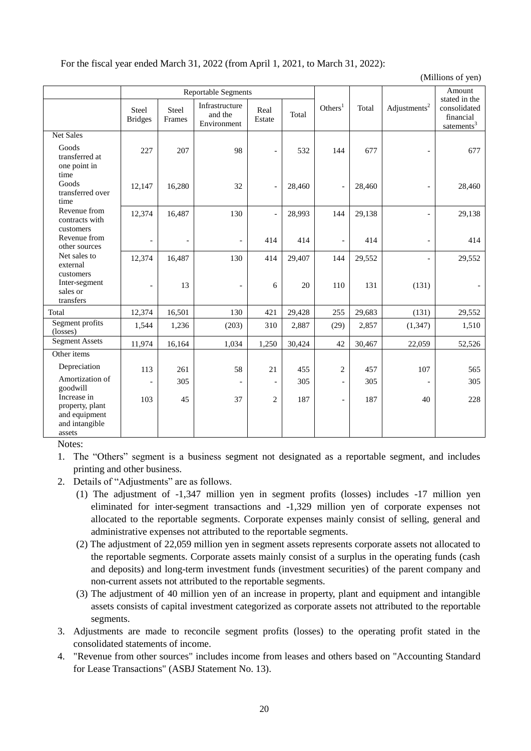For the fiscal year ended March 31, 2022 (from April 1, 2021, to March 31, 2022):

(Millions of yen)

| | Reportable Segments | | | | | Others[1] | Total | Adjustments[2] | Amount stated in the consolidated financial satements[3] |
|---|---|---|---|---|---|---|---|---|---|
| | Steel Bridges | Steel Frames | Infrastructure and the Environment | Real Estate | Total | | | | |
| Net Sales | | | | | | | | | |
| Goods transferred at one point in time | 227 | 207 | 98 | - | 532 | 144 | 677 | - | 677 |
| Goods transferred over time | 12,147 | 16,280 | 32 | - | 28,460 | - | 28,460 | - | 28,460 |
| Revenue from contracts with customers | 12,374 | 16,487 | 130 | - | 28,993 | 144 | 29,138 | - | 29,138 |
| Revenue from other sources | - | - | - | 414 | 414 | - | 414 | - | 414 |
| Net sales to external customers | 12,374 | 16,487 | 130 | 414 | 29,407 | 144 | 29,552 | - | 29,552 |
| Inter-segment sales or transfers | - | 13 | - | 6 | 20 | 110 | 131 | (131) | - |
| Total | 12,374 | 16,501 | 130 | 421 | 29,428 | 255 | 29,683 | (131) | 29,552 |
| Segment profits (losses) | 1,544 | 1,236 | (203) | 310 | 2,887 | (29) | 2,857 | (1,347) | 1,510 |
| Segment Assets | 11,974 | 16,164 | 1,034 | 1,250 | 30,424 | 42 | 30,467 | 22,059 | 52,526 |
| Other items | | | | | | | | | |
| Depreciation | 113 | 261 | 58 | 21 | 455 | 2 | 457 | 107 | 565 |
| Amortization of goodwill | - | 305 | - | - | 305 | - | 305 | - | 305 |
| Increase in property, plant and equipment and intangible assets | 103 | 45 | 37 | 2 | 187 | - | 187 | 40 | 228 |

Notes:

1. The "Others" segment is a business segment not designated as a reportable segment, and includes printing and other business.
2. Details of "Adjustments" are as follows.
   (1) The adjustment of -1,347 million yen in segment profits (losses) includes -17 million yen eliminated for inter-segment transactions and -1,329 million yen of corporate expenses not allocated to the reportable segments. Corporate expenses mainly consist of selling, general and administrative expenses not attributed to the reportable segments.
   (2) The adjustment of 22,059 million yen in segment assets represents corporate assets not allocated to the reportable segments. Corporate assets mainly consist of a surplus in the operating funds (cash and deposits) and long-term investment funds (investment securities) of the parent company and non-current assets not attributed to the reportable segments.
   (3) The adjustment of 40 million yen of an increase in property, plant and equipment and intangible assets consists of capital investment categorized as corporate assets not attributed to the reportable segments.
3. Adjustments are made to reconcile segment profits (losses) to the operating profit stated in the consolidated statements of income.
4. "Revenue from other sources" includes income from leases and others based on "Accounting Standard for Lease Transactions" (ASBJ Statement No. 13).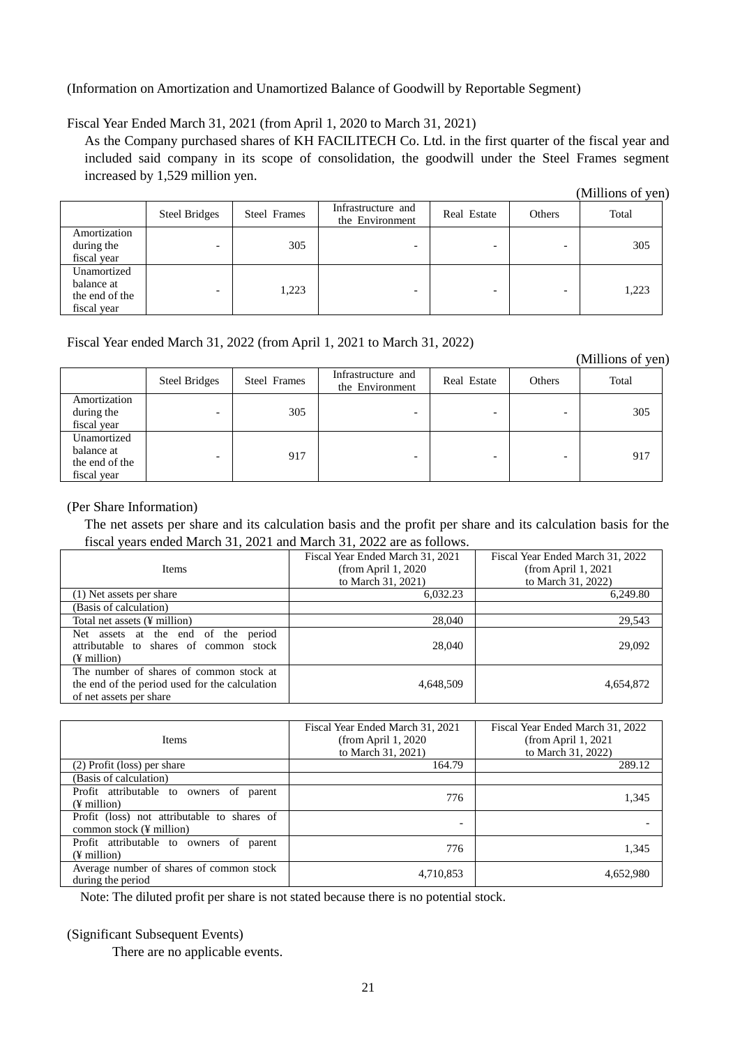(Information on Amortization and Unamortized Balance of Goodwill by Reportable Segment)

Fiscal Year Ended March 31, 2021 (from April 1, 2020 to March 31, 2021)

As the Company purchased shares of KH FACILITECH Co. Ltd. in the first quarter of the fiscal year and included said company in its scope of consolidation, the goodwill under the Steel Frames segment increased by 1,529 million yen.

(Millions of yen)

| | Steel Bridges | Steel Frames | Infrastructure and the Environment | Real Estate | Others | Total |
|---|---|---|---|---|---|---|
| Amortization during the fiscal year | - | 305 | - | - | - | 305 |
| Unamortized balance at the end of the fiscal year | - | 1,223 | - | - | - | 1,223 |

Fiscal Year ended March 31, 2022 (from April 1, 2021 to March 31, 2022)

(Millions of yen)

| | Steel Bridges | Steel Frames | Infrastructure and the Environment | Real Estate | Others | Total |
|---|---|---|---|---|---|---|
| Amortization during the fiscal year | - | 305 | - | - | - | 305 |
| Unamortized balance at the end of the fiscal year | - | 917 | - | - | - | 917 |

(Per Share Information)

The net assets per share and its calculation basis and the profit per share and its calculation basis for the fiscal years ended March 31, 2021 and March 31, 2022 are as follows.

| Items | Fiscal Year Ended March 31, 2021 (from April 1, 2020 to March 31, 2021) | Fiscal Year Ended March 31, 2022 (from April 1, 2021 to March 31, 2022) |
|---|---|---|
| (1) Net assets per share | 6,032.23 | 6,249.80 |
| (Basis of calculation) | | |
| Total net assets (¥ million) | 28,040 | 29,543 |
| Net assets at the end of the period attributable to shares of common stock (¥ million) | 28,040 | 29,092 |
| The number of shares of common stock at the end of the period used for the calculation of net assets per share | 4,648,509 | 4,654,872 |

| Items | Fiscal Year Ended March 31, 2021 (from April 1, 2020 to March 31, 2021) | Fiscal Year Ended March 31, 2022 (from April 1, 2021 to March 31, 2022) |
|---|---|---|
| (2) Profit (loss) per share | 164.79 | 289.12 |
| (Basis of calculation) | | |
| Profit attributable to owners of parent (¥ million) | 776 | 1,345 |
| Profit (loss) not attributable to shares of common stock (¥ million) | - | - |
| Profit attributable to owners of parent (¥ million) | 776 | 1,345 |
| Average number of shares of common stock during the period | 4,710,853 | 4,652,980 |

Note: The diluted profit per share is not stated because there is no potential stock.

(Significant Subsequent Events)

There are no applicable events.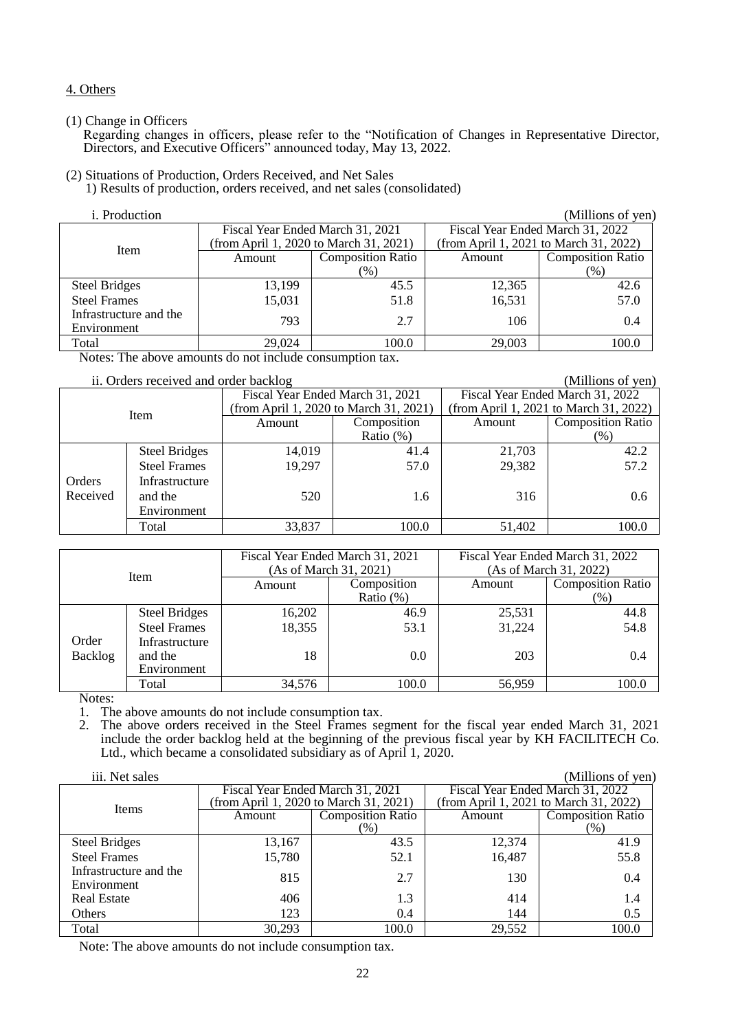## 4. Others

### (1) Change in Officers

Regarding changes in officers, please refer to the "Notification of Changes in Representative Director, Directors, and Executive Officers" announced today, May 13, 2022.

### (2) Situations of Production, Orders Received, and Net Sales

1) Results of production, orders received, and net sales (consolidated)

i. Production (Millions of yen)

| Item | Fiscal Year Ended March 31, 2021 (from April 1, 2020 to March 31, 2021) | | Fiscal Year Ended March 31, 2022 (from April 1, 2021 to March 31, 2022) | |
|---|---|---|---|---|
| | Amount | Composition Ratio (%) | Amount | Composition Ratio (%) |
| Steel Bridges | 13,199 | 45.5 | 12,365 | 42.6 |
| Steel Frames | 15,031 | 51.8 | 16,531 | 57.0 |
| Infrastructure and the Environment | 793 | 2.7 | 106 | 0.4 |
| Total | 29,024 | 100.0 | 29,003 | 100.0 |

Notes: The above amounts do not include consumption tax.

ii. Orders received and order backlog (Millions of yen)

| Item | | Fiscal Year Ended March 31, 2021 (from April 1, 2020 to March 31, 2021) | | Fiscal Year Ended March 31, 2022 (from April 1, 2021 to March 31, 2022) | |
|---|---|---|---|---|---|
| | | Amount | Composition Ratio (%) | Amount | Composition Ratio (%) |
| Orders Received | Steel Bridges | 14,019 | 41.4 | 21,703 | 42.2 |
| | Steel Frames | 19,297 | 57.0 | 29,382 | 57.2 |
| | Infrastructure and the Environment | 520 | 1.6 | 316 | 0.6 |
| | Total | 33,837 | 100.0 | 51,402 | 100.0 |

| Item | | Fiscal Year Ended March 31, 2021 (As of March 31, 2021) | | Fiscal Year Ended March 31, 2022 (As of March 31, 2022) | |
|---|---|---|---|---|---|
| | | Amount | Composition Ratio (%) | Amount | Composition Ratio (%) |
| Order Backlog | Steel Bridges | 16,202 | 46.9 | 25,531 | 44.8 |
| | Steel Frames | 18,355 | 53.1 | 31,224 | 54.8 |
| | Infrastructure and the Environment | 18 | 0.0 | 203 | 0.4 |
| | Total | 34,576 | 100.0 | 56,959 | 100.0 |

Notes:

1. The above amounts do not include consumption tax.
2. The above orders received in the Steel Frames segment for the fiscal year ended March 31, 2021 include the order backlog held at the beginning of the previous fiscal year by KH FACILITECH Co. Ltd., which became a consolidated subsidiary as of April 1, 2020.

iii. Net sales (Millions of yen)

| Items | Fiscal Year Ended March 31, 2021 (from April 1, 2020 to March 31, 2021) | | Fiscal Year Ended March 31, 2022 (from April 1, 2021 to March 31, 2022) | |
|---|---|---|---|---|
| | Amount | Composition Ratio (%) | Amount | Composition Ratio (%) |
| Steel Bridges | 13,167 | 43.5 | 12,374 | 41.9 |
| Steel Frames | 15,780 | 52.1 | 16,487 | 55.8 |
| Infrastructure and the Environment | 815 | 2.7 | 130 | 0.4 |
| Real Estate | 406 | 1.3 | 414 | 1.4 |
| Others | 123 | 0.4 | 144 | 0.5 |
| Total | 30,293 | 100.0 | 29,552 | 100.0 |

Note: The above amounts do not include consumption tax.